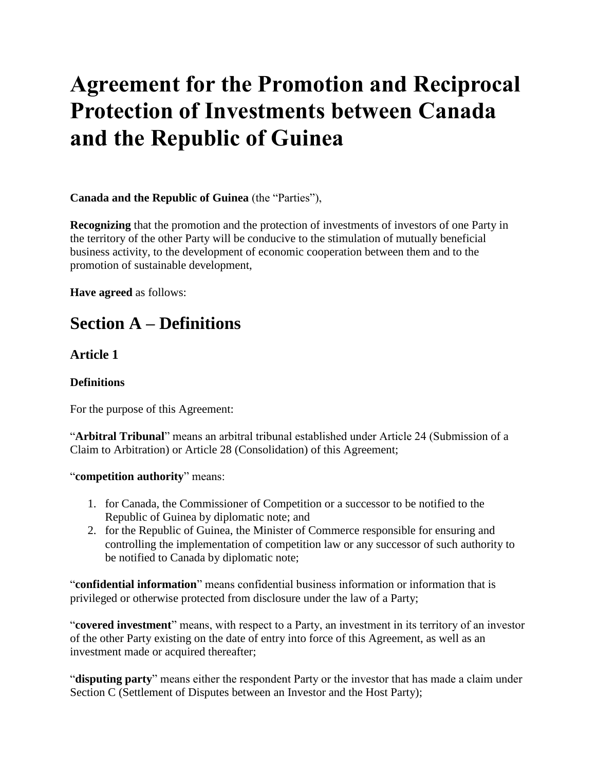# Agreement for the Promotion and Reciprocal Protection of Investments between Canada and the Republic of Guinea

**Canada and the Republic of Guinea** (the "Parties"),

**Recognizing** that the promotion and the protection of investments of investors of one Party in the territory of the other Party will be conducive to the stimulation of mutually beneficial business activity, to the development of economic cooperation between them and to the promotion of sustainable development,

**Have agreed** as follows:

## Section A – Definitions

### Article 1

**Definitions**

For the purpose of this Agreement:

"**Arbitral Tribunal**" means an arbitral tribunal established under Article 24 (Submission of a Claim to Arbitration) or Article 28 (Consolidation) of this Agreement;

"**competition authority**" means:

1. for Canada, the Commissioner of Competition or a successor to be notified to the Republic of Guinea by diplomatic note; and
2. for the Republic of Guinea, the Minister of Commerce responsible for ensuring and controlling the implementation of competition law or any successor of such authority to be notified to Canada by diplomatic note;

"**confidential information**" means confidential business information or information that is privileged or otherwise protected from disclosure under the law of a Party;

"**covered investment**" means, with respect to a Party, an investment in its territory of an investor of the other Party existing on the date of entry into force of this Agreement, as well as an investment made or acquired thereafter;

"**disputing party**" means either the respondent Party or the investor that has made a claim under Section C (Settlement of Disputes between an Investor and the Host Party);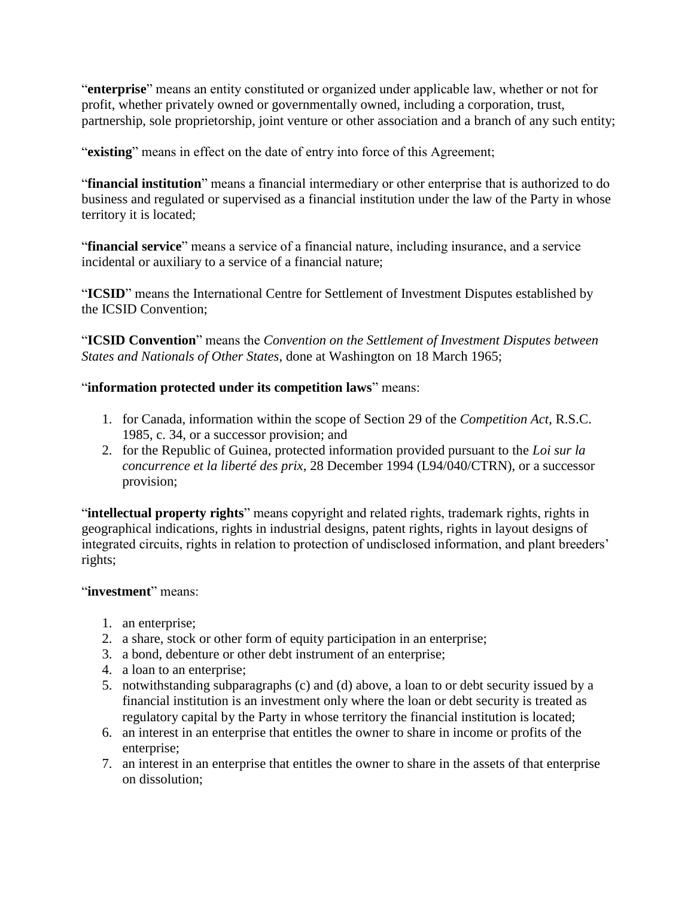"**enterprise**" means an entity constituted or organized under applicable law, whether or not for profit, whether privately owned or governmentally owned, including a corporation, trust, partnership, sole proprietorship, joint venture or other association and a branch of any such entity;

"**existing**" means in effect on the date of entry into force of this Agreement;

"**financial institution**" means a financial intermediary or other enterprise that is authorized to do business and regulated or supervised as a financial institution under the law of the Party in whose territory it is located;

"**financial service**" means a service of a financial nature, including insurance, and a service incidental or auxiliary to a service of a financial nature;

"**ICSID**" means the International Centre for Settlement of Investment Disputes established by the ICSID Convention;

"**ICSID Convention**" means the *Convention on the Settlement of Investment Disputes between States and Nationals of Other States*, done at Washington on 18 March 1965;

"**information protected under its competition laws**" means:

1. for Canada, information within the scope of Section 29 of the *Competition Act*, R.S.C. 1985, c. 34, or a successor provision; and
2. for the Republic of Guinea, protected information provided pursuant to the *Loi sur la concurrence et la liberté des prix*, 28 December 1994 (L94/040/CTRN), or a successor provision;

"**intellectual property rights**" means copyright and related rights, trademark rights, rights in geographical indications, rights in industrial designs, patent rights, rights in layout designs of integrated circuits, rights in relation to protection of undisclosed information, and plant breeders' rights;

"**investment**" means:

1. an enterprise;
2. a share, stock or other form of equity participation in an enterprise;
3. a bond, debenture or other debt instrument of an enterprise;
4. a loan to an enterprise;
5. notwithstanding subparagraphs (c) and (d) above, a loan to or debt security issued by a financial institution is an investment only where the loan or debt security is treated as regulatory capital by the Party in whose territory the financial institution is located;
6. an interest in an enterprise that entitles the owner to share in income or profits of the enterprise;
7. an interest in an enterprise that entitles the owner to share in the assets of that enterprise on dissolution;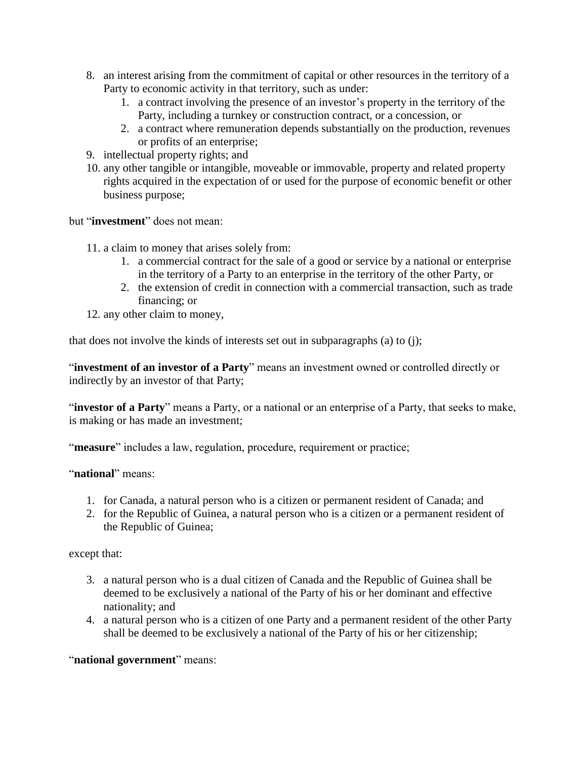8. an interest arising from the commitment of capital or other resources in the territory of a Party to economic activity in that territory, such as under:
    1. a contract involving the presence of an investor's property in the territory of the Party, including a turnkey or construction contract, or a concession, or
    2. a contract where remuneration depends substantially on the production, revenues or profits of an enterprise;
9. intellectual property rights; and
10. any other tangible or intangible, moveable or immovable, property and related property rights acquired in the expectation of or used for the purpose of economic benefit or other business purpose;

but "**investment**" does not mean:

11. a claim to money that arises solely from:
    1. a commercial contract for the sale of a good or service by a national or enterprise in the territory of a Party to an enterprise in the territory of the other Party, or
    2. the extension of credit in connection with a commercial transaction, such as trade financing; or
12. any other claim to money,

that does not involve the kinds of interests set out in subparagraphs (a) to (j);

"**investment of an investor of a Party**" means an investment owned or controlled directly or indirectly by an investor of that Party;

"**investor of a Party**" means a Party, or a national or an enterprise of a Party, that seeks to make, is making or has made an investment;

"**measure**" includes a law, regulation, procedure, requirement or practice;

"**national**" means:

1. for Canada, a natural person who is a citizen or permanent resident of Canada; and
2. for the Republic of Guinea, a natural person who is a citizen or a permanent resident of the Republic of Guinea;

except that:

3. a natural person who is a dual citizen of Canada and the Republic of Guinea shall be deemed to be exclusively a national of the Party of his or her dominant and effective nationality; and
4. a natural person who is a citizen of one Party and a permanent resident of the other Party shall be deemed to be exclusively a national of the Party of his or her citizenship;

"**national government**" means: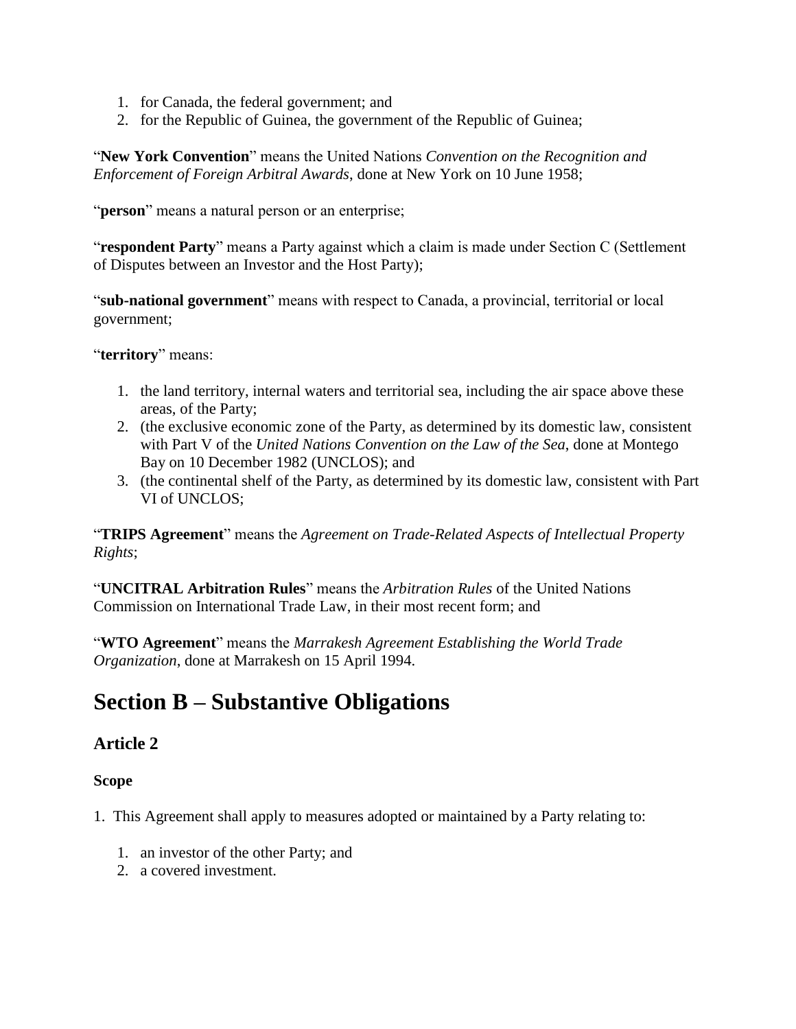1. for Canada, the federal government; and
2. for the Republic of Guinea, the government of the Republic of Guinea;

"**New York Convention**" means the United Nations *Convention on the Recognition and Enforcement of Foreign Arbitral Awards*, done at New York on 10 June 1958;

"**person**" means a natural person or an enterprise;

"**respondent Party**" means a Party against which a claim is made under Section C (Settlement of Disputes between an Investor and the Host Party);

"**sub-national government**" means with respect to Canada, a provincial, territorial or local government;

"**territory**" means:

1. the land territory, internal waters and territorial sea, including the air space above these areas, of the Party;
2. (the exclusive economic zone of the Party, as determined by its domestic law, consistent with Part V of the *United Nations Convention on the Law of the Sea*, done at Montego Bay on 10 December 1982 (UNCLOS); and
3. (the continental shelf of the Party, as determined by its domestic law, consistent with Part VI of UNCLOS;

"**TRIPS Agreement**" means the *Agreement on Trade-Related Aspects of Intellectual Property Rights*;

"**UNCITRAL Arbitration Rules**" means the *Arbitration Rules* of the United Nations Commission on International Trade Law, in their most recent form; and

"**WTO Agreement**" means the *Marrakesh Agreement Establishing the World Trade Organization*, done at Marrakesh on 15 April 1994.

# Section B – Substantive Obligations

## Article 2

**Scope**

1. This Agreement shall apply to measures adopted or maintained by a Party relating to:

    1. an investor of the other Party; and
    2. a covered investment.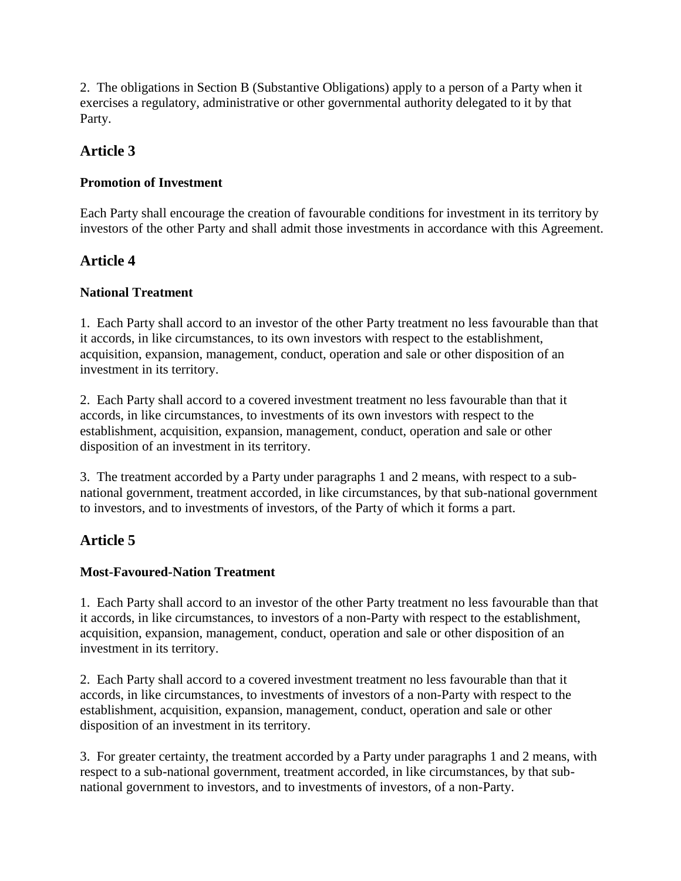2. The obligations in Section B (Substantive Obligations) apply to a person of a Party when it exercises a regulatory, administrative or other governmental authority delegated to it by that Party.

## Article 3

**Promotion of Investment**

Each Party shall encourage the creation of favourable conditions for investment in its territory by investors of the other Party and shall admit those investments in accordance with this Agreement.

## Article 4

**National Treatment**

1. Each Party shall accord to an investor of the other Party treatment no less favourable than that it accords, in like circumstances, to its own investors with respect to the establishment, acquisition, expansion, management, conduct, operation and sale or other disposition of an investment in its territory.

2. Each Party shall accord to a covered investment treatment no less favourable than that it accords, in like circumstances, to investments of its own investors with respect to the establishment, acquisition, expansion, management, conduct, operation and sale or other disposition of an investment in its territory.

3. The treatment accorded by a Party under paragraphs 1 and 2 means, with respect to a sub-national government, treatment accorded, in like circumstances, by that sub-national government to investors, and to investments of investors, of the Party of which it forms a part.

## Article 5

**Most-Favoured-Nation Treatment**

1. Each Party shall accord to an investor of the other Party treatment no less favourable than that it accords, in like circumstances, to investors of a non-Party with respect to the establishment, acquisition, expansion, management, conduct, operation and sale or other disposition of an investment in its territory.

2. Each Party shall accord to a covered investment treatment no less favourable than that it accords, in like circumstances, to investments of investors of a non-Party with respect to the establishment, acquisition, expansion, management, conduct, operation and sale or other disposition of an investment in its territory.

3. For greater certainty, the treatment accorded by a Party under paragraphs 1 and 2 means, with respect to a sub-national government, treatment accorded, in like circumstances, by that sub-national government to investors, and to investments of investors, of a non-Party.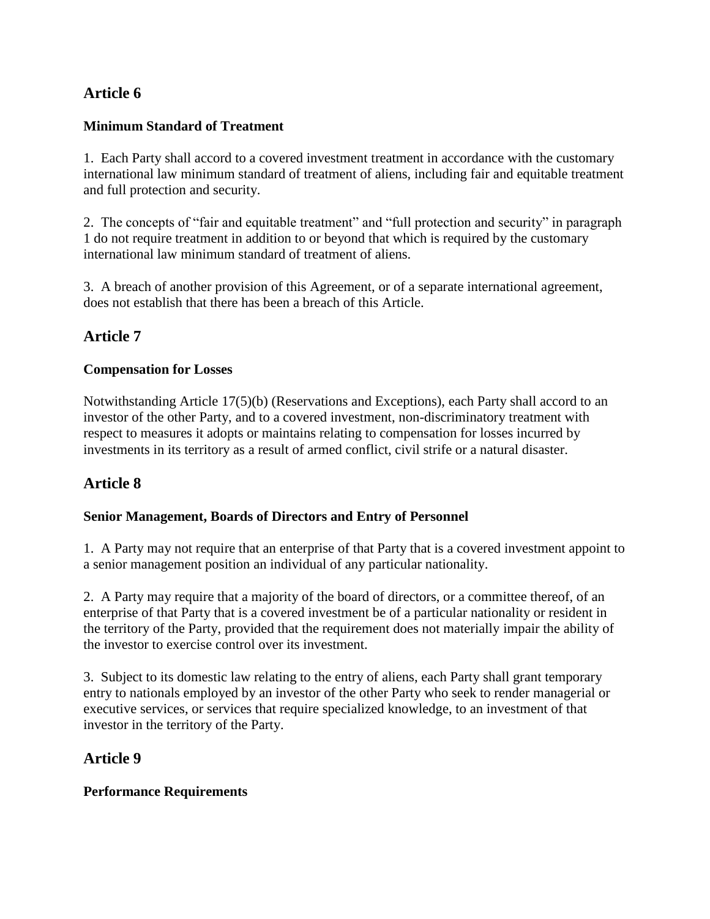## Article 6

### Minimum Standard of Treatment

1. Each Party shall accord to a covered investment treatment in accordance with the customary international law minimum standard of treatment of aliens, including fair and equitable treatment and full protection and security.

2. The concepts of "fair and equitable treatment" and "full protection and security" in paragraph 1 do not require treatment in addition to or beyond that which is required by the customary international law minimum standard of treatment of aliens.

3. A breach of another provision of this Agreement, or of a separate international agreement, does not establish that there has been a breach of this Article.

## Article 7

### Compensation for Losses

Notwithstanding Article 17(5)(b) (Reservations and Exceptions), each Party shall accord to an investor of the other Party, and to a covered investment, non-discriminatory treatment with respect to measures it adopts or maintains relating to compensation for losses incurred by investments in its territory as a result of armed conflict, civil strife or a natural disaster.

## Article 8

### Senior Management, Boards of Directors and Entry of Personnel

1. A Party may not require that an enterprise of that Party that is a covered investment appoint to a senior management position an individual of any particular nationality.

2. A Party may require that a majority of the board of directors, or a committee thereof, of an enterprise of that Party that is a covered investment be of a particular nationality or resident in the territory of the Party, provided that the requirement does not materially impair the ability of the investor to exercise control over its investment.

3. Subject to its domestic law relating to the entry of aliens, each Party shall grant temporary entry to nationals employed by an investor of the other Party who seek to render managerial or executive services, or services that require specialized knowledge, to an investment of that investor in the territory of the Party.

## Article 9

### Performance Requirements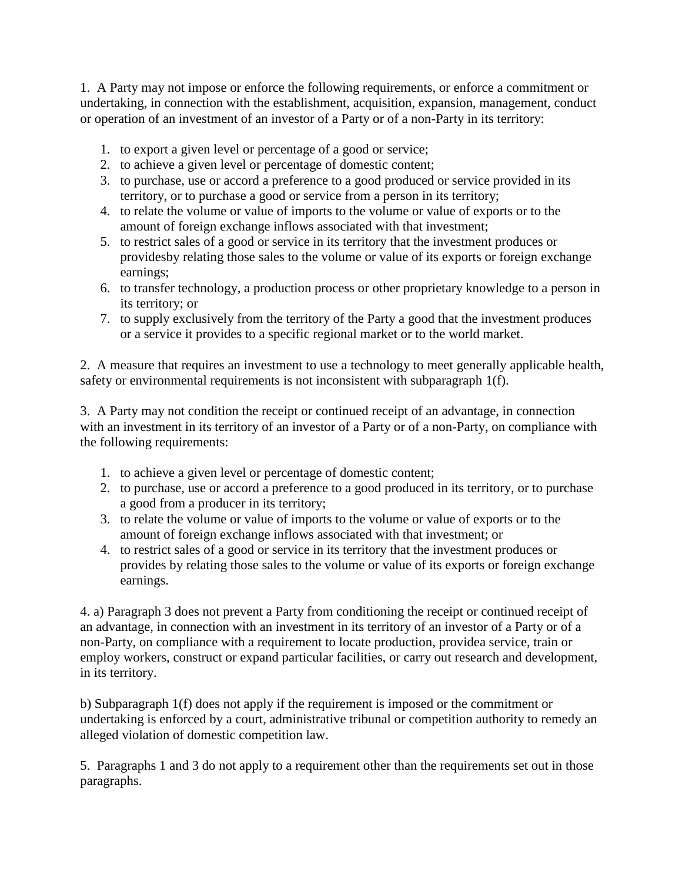1. A Party may not impose or enforce the following requirements, or enforce a commitment or undertaking, in connection with the establishment, acquisition, expansion, management, conduct or operation of an investment of an investor of a Party or of a non-Party in its territory:

1. to export a given level or percentage of a good or service;
2. to achieve a given level or percentage of domestic content;
3. to purchase, use or accord a preference to a good produced or service provided in its territory, or to purchase a good or service from a person in its territory;
4. to relate the volume or value of imports to the volume or value of exports or to the amount of foreign exchange inflows associated with that investment;
5. to restrict sales of a good or service in its territory that the investment produces or providesby relating those sales to the volume or value of its exports or foreign exchange earnings;
6. to transfer technology, a production process or other proprietary knowledge to a person in its territory; or
7. to supply exclusively from the territory of the Party a good that the investment produces or a service it provides to a specific regional market or to the world market.

2. A measure that requires an investment to use a technology to meet generally applicable health, safety or environmental requirements is not inconsistent with subparagraph 1(f).

3. A Party may not condition the receipt or continued receipt of an advantage, in connection with an investment in its territory of an investor of a Party or of a non-Party, on compliance with the following requirements:

1. to achieve a given level or percentage of domestic content;
2. to purchase, use or accord a preference to a good produced in its territory, or to purchase a good from a producer in its territory;
3. to relate the volume or value of imports to the volume or value of exports or to the amount of foreign exchange inflows associated with that investment; or
4. to restrict sales of a good or service in its territory that the investment produces or provides by relating those sales to the volume or value of its exports or foreign exchange earnings.

4. a) Paragraph 3 does not prevent a Party from conditioning the receipt or continued receipt of an advantage, in connection with an investment in its territory of an investor of a Party or of a non-Party, on compliance with a requirement to locate production, providea service, train or employ workers, construct or expand particular facilities, or carry out research and development, in its territory.

b) Subparagraph 1(f) does not apply if the requirement is imposed or the commitment or undertaking is enforced by a court, administrative tribunal or competition authority to remedy an alleged violation of domestic competition law.

5. Paragraphs 1 and 3 do not apply to a requirement other than the requirements set out in those paragraphs.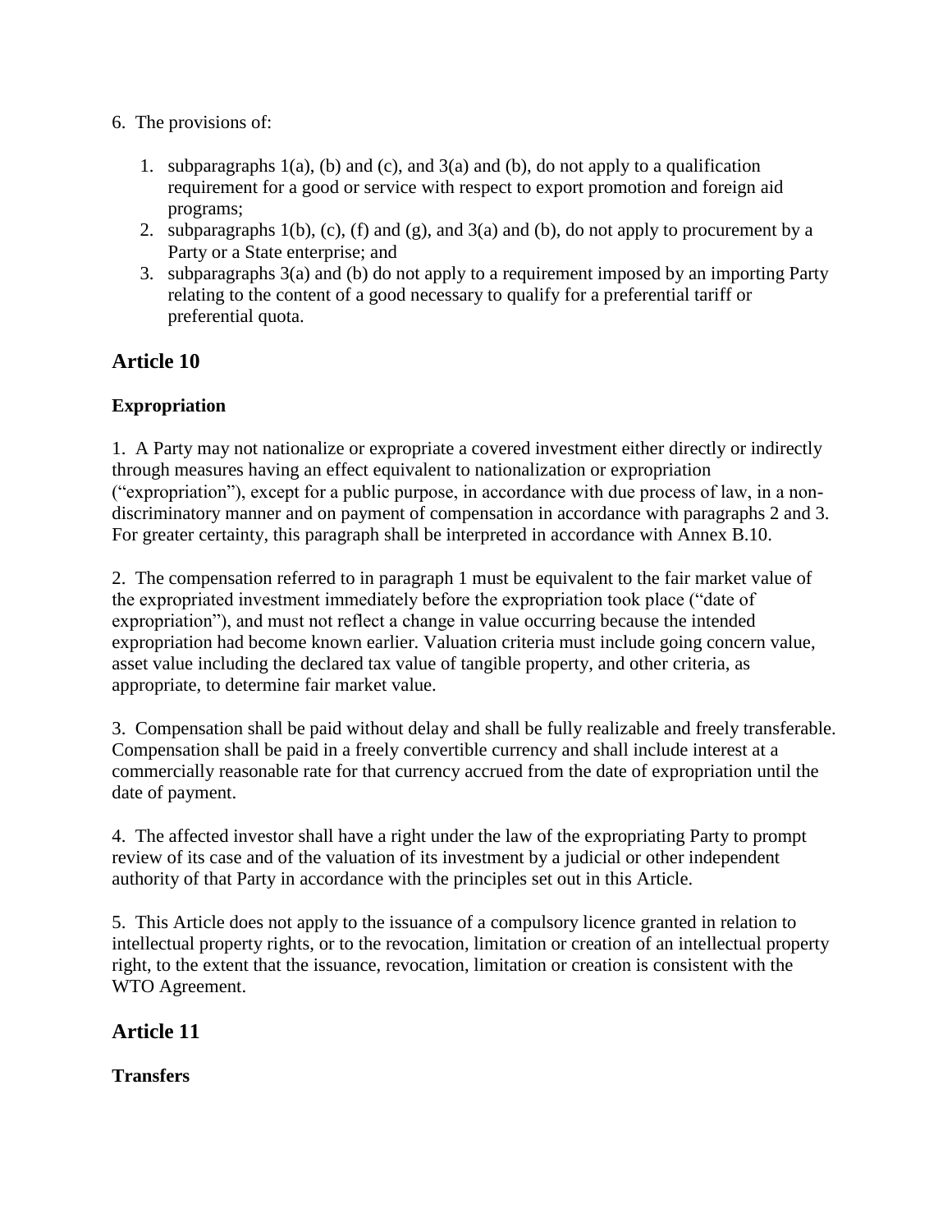6. The provisions of:

1. subparagraphs 1(a), (b) and (c), and 3(a) and (b), do not apply to a qualification requirement for a good or service with respect to export promotion and foreign aid programs;
2. subparagraphs 1(b), (c), (f) and (g), and 3(a) and (b), do not apply to procurement by a Party or a State enterprise; and
3. subparagraphs 3(a) and (b) do not apply to a requirement imposed by an importing Party relating to the content of a good necessary to qualify for a preferential tariff or preferential quota.

## Article 10

### Expropriation

1. A Party may not nationalize or expropriate a covered investment either directly or indirectly through measures having an effect equivalent to nationalization or expropriation ("expropriation"), except for a public purpose, in accordance with due process of law, in a non-discriminatory manner and on payment of compensation in accordance with paragraphs 2 and 3. For greater certainty, this paragraph shall be interpreted in accordance with Annex B.10.

2. The compensation referred to in paragraph 1 must be equivalent to the fair market value of the expropriated investment immediately before the expropriation took place ("date of expropriation"), and must not reflect a change in value occurring because the intended expropriation had become known earlier. Valuation criteria must include going concern value, asset value including the declared tax value of tangible property, and other criteria, as appropriate, to determine fair market value.

3. Compensation shall be paid without delay and shall be fully realizable and freely transferable. Compensation shall be paid in a freely convertible currency and shall include interest at a commercially reasonable rate for that currency accrued from the date of expropriation until the date of payment.

4. The affected investor shall have a right under the law of the expropriating Party to prompt review of its case and of the valuation of its investment by a judicial or other independent authority of that Party in accordance with the principles set out in this Article.

5. This Article does not apply to the issuance of a compulsory licence granted in relation to intellectual property rights, or to the revocation, limitation or creation of an intellectual property right, to the extent that the issuance, revocation, limitation or creation is consistent with the WTO Agreement.

## Article 11

### Transfers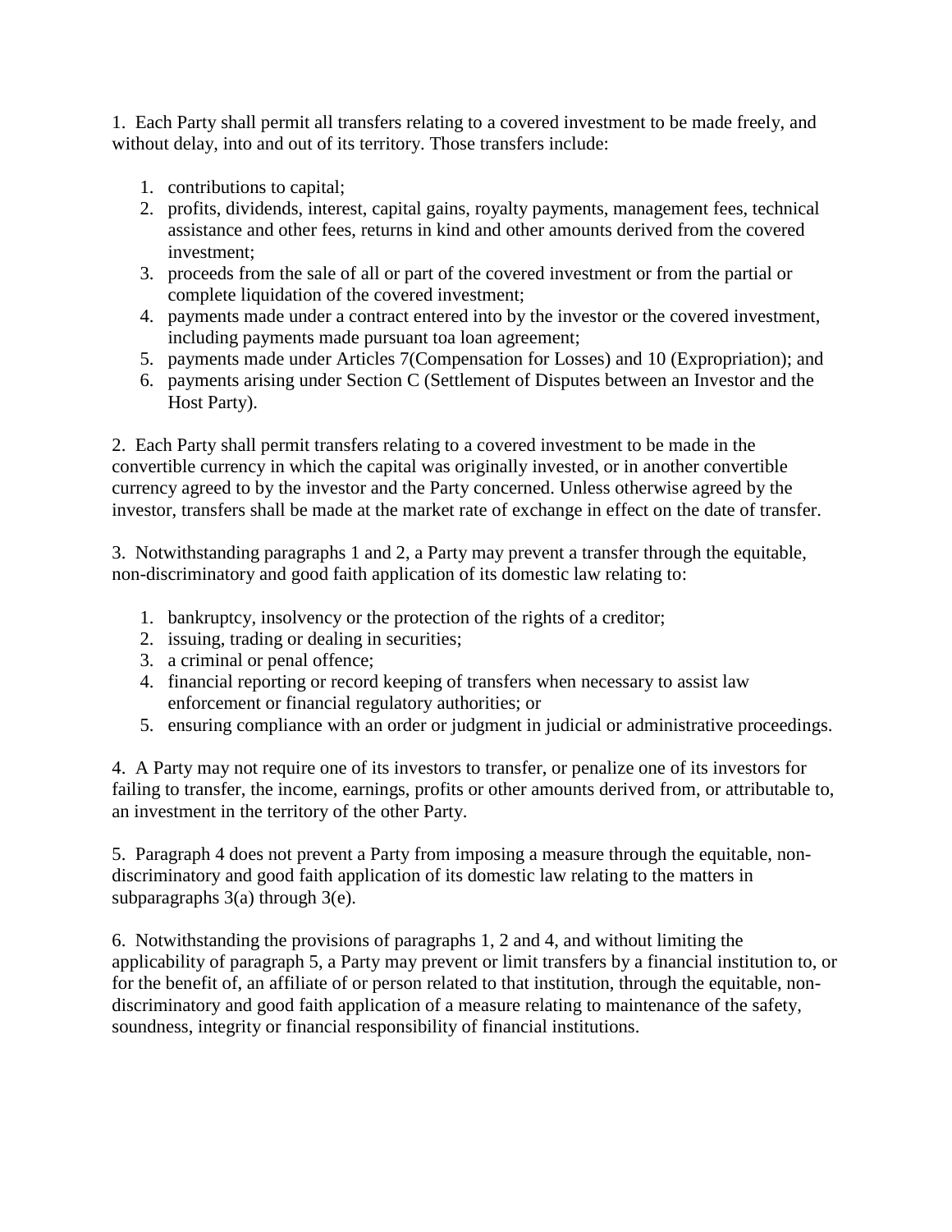1. Each Party shall permit all transfers relating to a covered investment to be made freely, and without delay, into and out of its territory. Those transfers include:

    1. contributions to capital;
    2. profits, dividends, interest, capital gains, royalty payments, management fees, technical assistance and other fees, returns in kind and other amounts derived from the covered investment;
    3. proceeds from the sale of all or part of the covered investment or from the partial or complete liquidation of the covered investment;
    4. payments made under a contract entered into by the investor or the covered investment, including payments made pursuant toa loan agreement;
    5. payments made under Articles 7(Compensation for Losses) and 10 (Expropriation); and
    6. payments arising under Section C (Settlement of Disputes between an Investor and the Host Party).

2. Each Party shall permit transfers relating to a covered investment to be made in the convertible currency in which the capital was originally invested, or in another convertible currency agreed to by the investor and the Party concerned. Unless otherwise agreed by the investor, transfers shall be made at the market rate of exchange in effect on the date of transfer.

3. Notwithstanding paragraphs 1 and 2, a Party may prevent a transfer through the equitable, non-discriminatory and good faith application of its domestic law relating to:

    1. bankruptcy, insolvency or the protection of the rights of a creditor;
    2. issuing, trading or dealing in securities;
    3. a criminal or penal offence;
    4. financial reporting or record keeping of transfers when necessary to assist law enforcement or financial regulatory authorities; or
    5. ensuring compliance with an order or judgment in judicial or administrative proceedings.

4. A Party may not require one of its investors to transfer, or penalize one of its investors for failing to transfer, the income, earnings, profits or other amounts derived from, or attributable to, an investment in the territory of the other Party.

5. Paragraph 4 does not prevent a Party from imposing a measure through the equitable, non-discriminatory and good faith application of its domestic law relating to the matters in subparagraphs 3(a) through 3(e).

6. Notwithstanding the provisions of paragraphs 1, 2 and 4, and without limiting the applicability of paragraph 5, a Party may prevent or limit transfers by a financial institution to, or for the benefit of, an affiliate of or person related to that institution, through the equitable, non-discriminatory and good faith application of a measure relating to maintenance of the safety, soundness, integrity or financial responsibility of financial institutions.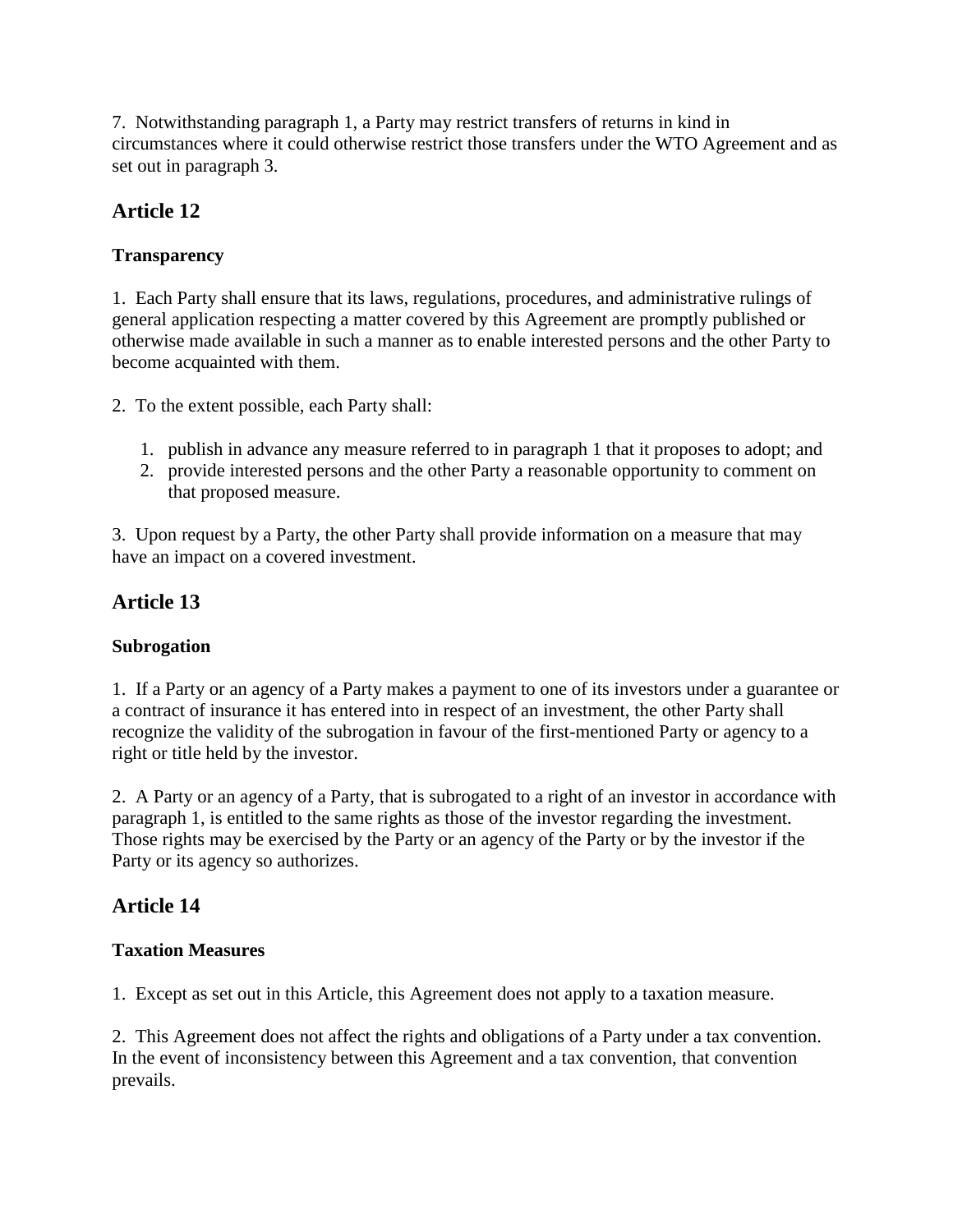7. Notwithstanding paragraph 1, a Party may restrict transfers of returns in kind in circumstances where it could otherwise restrict those transfers under the WTO Agreement and as set out in paragraph 3.

## Article 12

### Transparency

1. Each Party shall ensure that its laws, regulations, procedures, and administrative rulings of general application respecting a matter covered by this Agreement are promptly published or otherwise made available in such a manner as to enable interested persons and the other Party to become acquainted with them.

2. To the extent possible, each Party shall:

1. publish in advance any measure referred to in paragraph 1 that it proposes to adopt; and
2. provide interested persons and the other Party a reasonable opportunity to comment on that proposed measure.

3. Upon request by a Party, the other Party shall provide information on a measure that may have an impact on a covered investment.

## Article 13

### Subrogation

1. If a Party or an agency of a Party makes a payment to one of its investors under a guarantee or a contract of insurance it has entered into in respect of an investment, the other Party shall recognize the validity of the subrogation in favour of the first-mentioned Party or agency to a right or title held by the investor.

2. A Party or an agency of a Party, that is subrogated to a right of an investor in accordance with paragraph 1, is entitled to the same rights as those of the investor regarding the investment. Those rights may be exercised by the Party or an agency of the Party or by the investor if the Party or its agency so authorizes.

## Article 14

### Taxation Measures

1. Except as set out in this Article, this Agreement does not apply to a taxation measure.

2. This Agreement does not affect the rights and obligations of a Party under a tax convention. In the event of inconsistency between this Agreement and a tax convention, that convention prevails.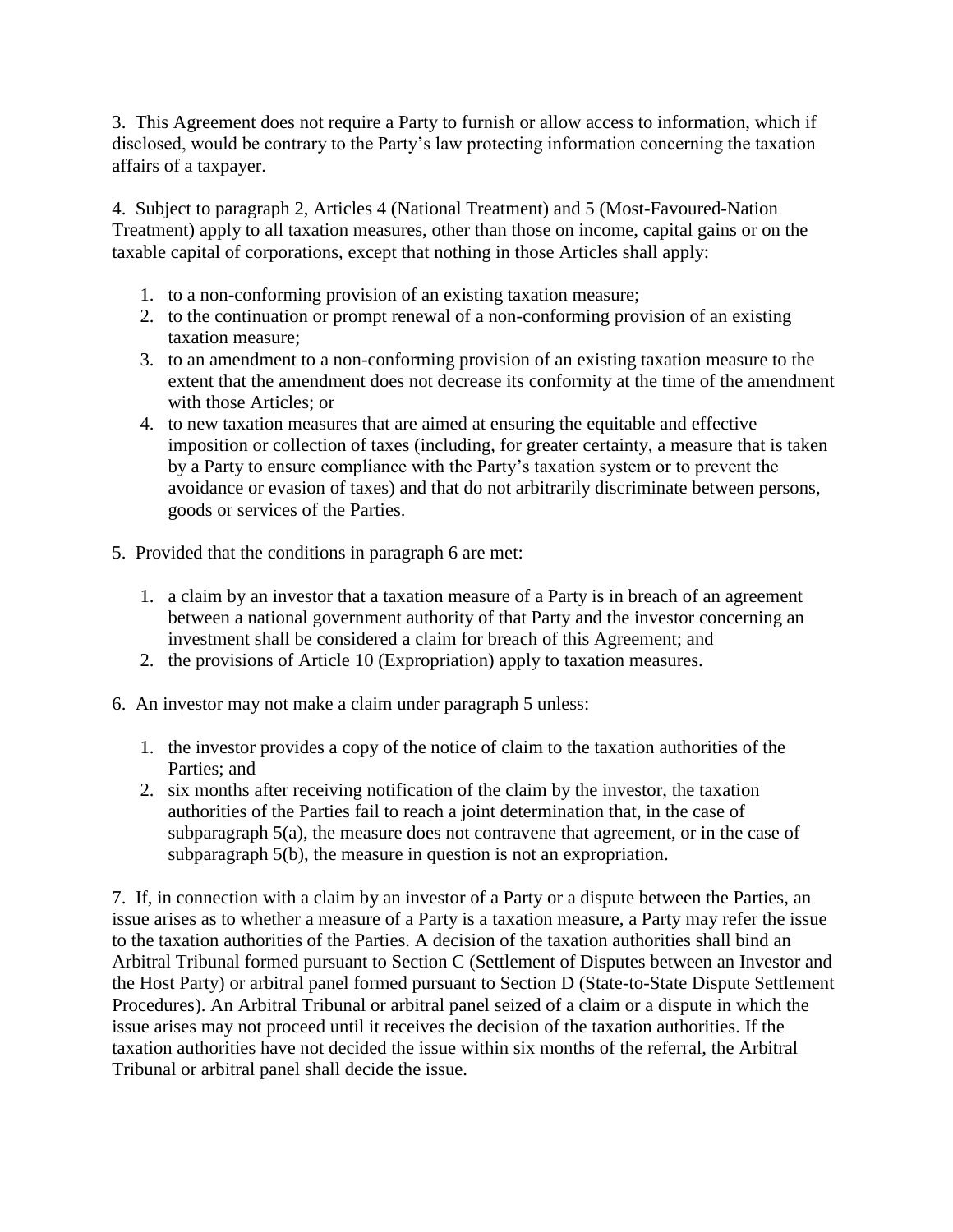3. This Agreement does not require a Party to furnish or allow access to information, which if disclosed, would be contrary to the Party's law protecting information concerning the taxation affairs of a taxpayer.

4. Subject to paragraph 2, Articles 4 (National Treatment) and 5 (Most-Favoured-Nation Treatment) apply to all taxation measures, other than those on income, capital gains or on the taxable capital of corporations, except that nothing in those Articles shall apply:

1. to a non-conforming provision of an existing taxation measure;
2. to the continuation or prompt renewal of a non-conforming provision of an existing taxation measure;
3. to an amendment to a non-conforming provision of an existing taxation measure to the extent that the amendment does not decrease its conformity at the time of the amendment with those Articles; or
4. to new taxation measures that are aimed at ensuring the equitable and effective imposition or collection of taxes (including, for greater certainty, a measure that is taken by a Party to ensure compliance with the Party's taxation system or to prevent the avoidance or evasion of taxes) and that do not arbitrarily discriminate between persons, goods or services of the Parties.

5. Provided that the conditions in paragraph 6 are met:

1. a claim by an investor that a taxation measure of a Party is in breach of an agreement between a national government authority of that Party and the investor concerning an investment shall be considered a claim for breach of this Agreement; and
2. the provisions of Article 10 (Expropriation) apply to taxation measures.

6. An investor may not make a claim under paragraph 5 unless:

1. the investor provides a copy of the notice of claim to the taxation authorities of the Parties; and
2. six months after receiving notification of the claim by the investor, the taxation authorities of the Parties fail to reach a joint determination that, in the case of subparagraph 5(a), the measure does not contravene that agreement, or in the case of subparagraph 5(b), the measure in question is not an expropriation.

7. If, in connection with a claim by an investor of a Party or a dispute between the Parties, an issue arises as to whether a measure of a Party is a taxation measure, a Party may refer the issue to the taxation authorities of the Parties. A decision of the taxation authorities shall bind an Arbitral Tribunal formed pursuant to Section C (Settlement of Disputes between an Investor and the Host Party) or arbitral panel formed pursuant to Section D (State-to-State Dispute Settlement Procedures). An Arbitral Tribunal or arbitral panel seized of a claim or a dispute in which the issue arises may not proceed until it receives the decision of the taxation authorities. If the taxation authorities have not decided the issue within six months of the referral, the Arbitral Tribunal or arbitral panel shall decide the issue.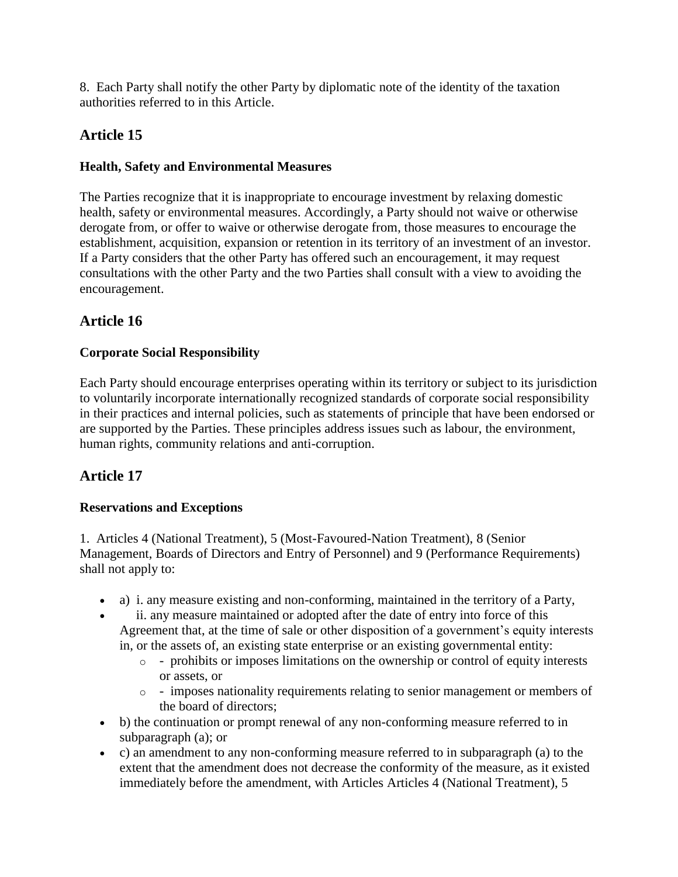8. Each Party shall notify the other Party by diplomatic note of the identity of the taxation authorities referred to in this Article.

## Article 15

### Health, Safety and Environmental Measures

The Parties recognize that it is inappropriate to encourage investment by relaxing domestic health, safety or environmental measures. Accordingly, a Party should not waive or otherwise derogate from, or offer to waive or otherwise derogate from, those measures to encourage the establishment, acquisition, expansion or retention in its territory of an investment of an investor. If a Party considers that the other Party has offered such an encouragement, it may request consultations with the other Party and the two Parties shall consult with a view to avoiding the encouragement.

## Article 16

### Corporate Social Responsibility

Each Party should encourage enterprises operating within its territory or subject to its jurisdiction to voluntarily incorporate internationally recognized standards of corporate social responsibility in their practices and internal policies, such as statements of principle that have been endorsed or are supported by the Parties. These principles address issues such as labour, the environment, human rights, community relations and anti-corruption.

## Article 17

### Reservations and Exceptions

1. Articles 4 (National Treatment), 5 (Most-Favoured-Nation Treatment), 8 (Senior Management, Boards of Directors and Entry of Personnel) and 9 (Performance Requirements) shall not apply to:

- a) i. any measure existing and non-conforming, maintained in the territory of a Party,
- ii. any measure maintained or adopted after the date of entry into force of this Agreement that, at the time of sale or other disposition of a government's equity interests in, or the assets of, an existing state enterprise or an existing governmental entity:
  - - prohibits or imposes limitations on the ownership or control of equity interests or assets, or
  - - imposes nationality requirements relating to senior management or members of the board of directors;
- b) the continuation or prompt renewal of any non-conforming measure referred to in subparagraph (a); or
- c) an amendment to any non-conforming measure referred to in subparagraph (a) to the extent that the amendment does not decrease the conformity of the measure, as it existed immediately before the amendment, with Articles Articles 4 (National Treatment), 5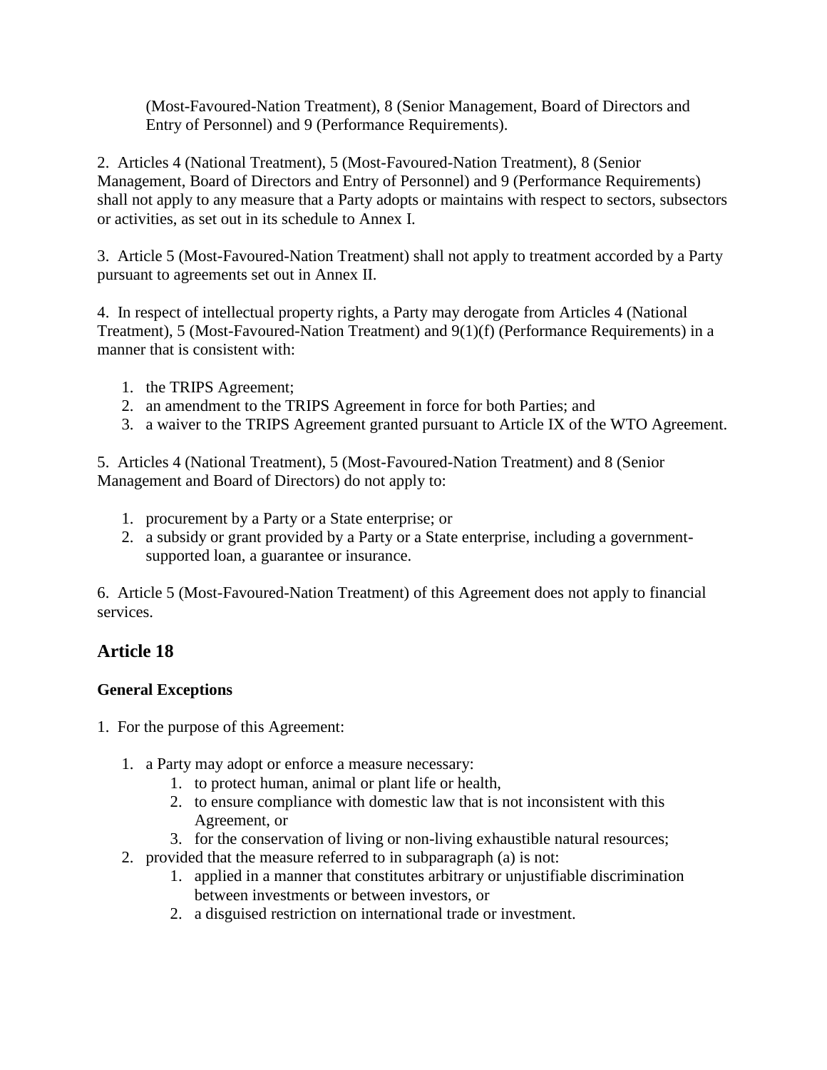(Most-Favoured-Nation Treatment), 8 (Senior Management, Board of Directors and Entry of Personnel) and 9 (Performance Requirements).

2. Articles 4 (National Treatment), 5 (Most-Favoured-Nation Treatment), 8 (Senior Management, Board of Directors and Entry of Personnel) and 9 (Performance Requirements) shall not apply to any measure that a Party adopts or maintains with respect to sectors, subsectors or activities, as set out in its schedule to Annex I.

3. Article 5 (Most-Favoured-Nation Treatment) shall not apply to treatment accorded by a Party pursuant to agreements set out in Annex II.

4. In respect of intellectual property rights, a Party may derogate from Articles 4 (National Treatment), 5 (Most-Favoured-Nation Treatment) and 9(1)(f) (Performance Requirements) in a manner that is consistent with:

1. the TRIPS Agreement;
2. an amendment to the TRIPS Agreement in force for both Parties; and
3. a waiver to the TRIPS Agreement granted pursuant to Article IX of the WTO Agreement.

5. Articles 4 (National Treatment), 5 (Most-Favoured-Nation Treatment) and 8 (Senior Management and Board of Directors) do not apply to:

1. procurement by a Party or a State enterprise; or
2. a subsidy or grant provided by a Party or a State enterprise, including a government-supported loan, a guarantee or insurance.

6. Article 5 (Most-Favoured-Nation Treatment) of this Agreement does not apply to financial services.

## Article 18

**General Exceptions**

1. For the purpose of this Agreement:

    1. a Party may adopt or enforce a measure necessary:
        1. to protect human, animal or plant life or health,
        2. to ensure compliance with domestic law that is not inconsistent with this Agreement, or
        3. for the conservation of living or non-living exhaustible natural resources;
    2. provided that the measure referred to in subparagraph (a) is not:
        1. applied in a manner that constitutes arbitrary or unjustifiable discrimination between investments or between investors, or
        2. a disguised restriction on international trade or investment.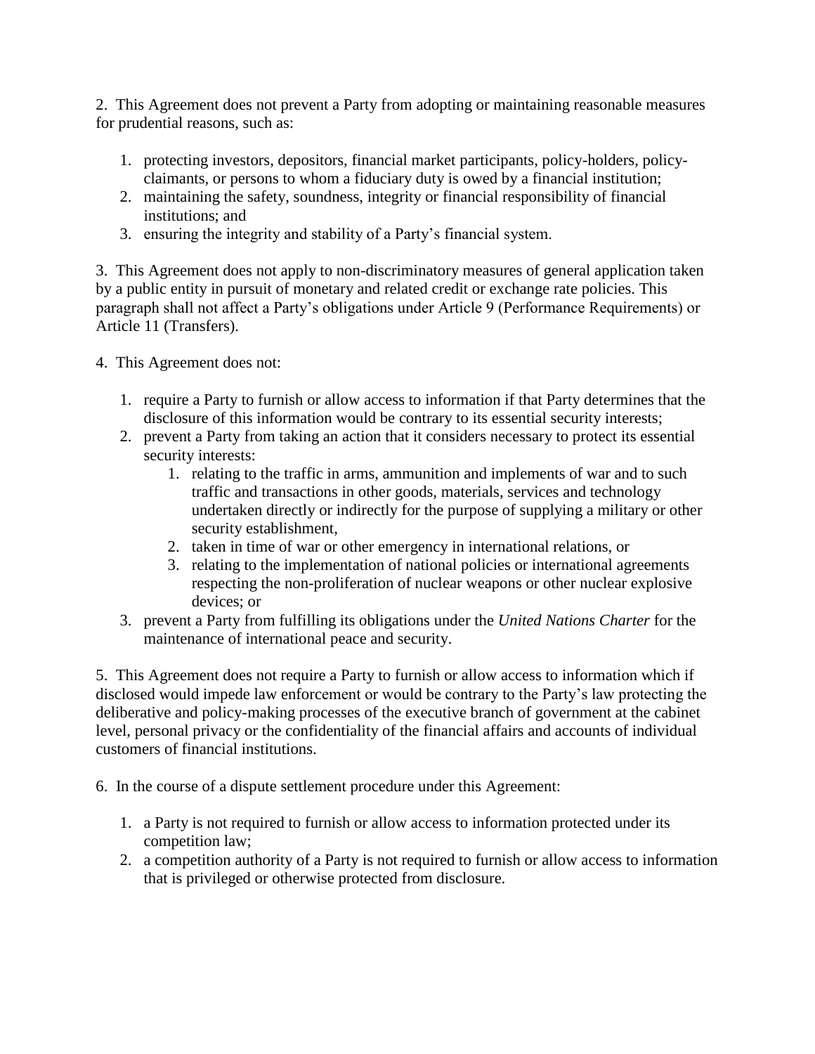2. This Agreement does not prevent a Party from adopting or maintaining reasonable measures for prudential reasons, such as:

1. protecting investors, depositors, financial market participants, policy-holders, policy-claimants, or persons to whom a fiduciary duty is owed by a financial institution;
2. maintaining the safety, soundness, integrity or financial responsibility of financial institutions; and
3. ensuring the integrity and stability of a Party's financial system.

3. This Agreement does not apply to non-discriminatory measures of general application taken by a public entity in pursuit of monetary and related credit or exchange rate policies. This paragraph shall not affect a Party's obligations under Article 9 (Performance Requirements) or Article 11 (Transfers).

4. This Agreement does not:

1. require a Party to furnish or allow access to information if that Party determines that the disclosure of this information would be contrary to its essential security interests;
2. prevent a Party from taking an action that it considers necessary to protect its essential security interests:
    1. relating to the traffic in arms, ammunition and implements of war and to such traffic and transactions in other goods, materials, services and technology undertaken directly or indirectly for the purpose of supplying a military or other security establishment,
    2. taken in time of war or other emergency in international relations, or
    3. relating to the implementation of national policies or international agreements respecting the non-proliferation of nuclear weapons or other nuclear explosive devices; or
3. prevent a Party from fulfilling its obligations under the *United Nations Charter* for the maintenance of international peace and security.

5. This Agreement does not require a Party to furnish or allow access to information which if disclosed would impede law enforcement or would be contrary to the Party's law protecting the deliberative and policy-making processes of the executive branch of government at the cabinet level, personal privacy or the confidentiality of the financial affairs and accounts of individual customers of financial institutions.

6. In the course of a dispute settlement procedure under this Agreement:

1. a Party is not required to furnish or allow access to information protected under its competition law;
2. a competition authority of a Party is not required to furnish or allow access to information that is privileged or otherwise protected from disclosure.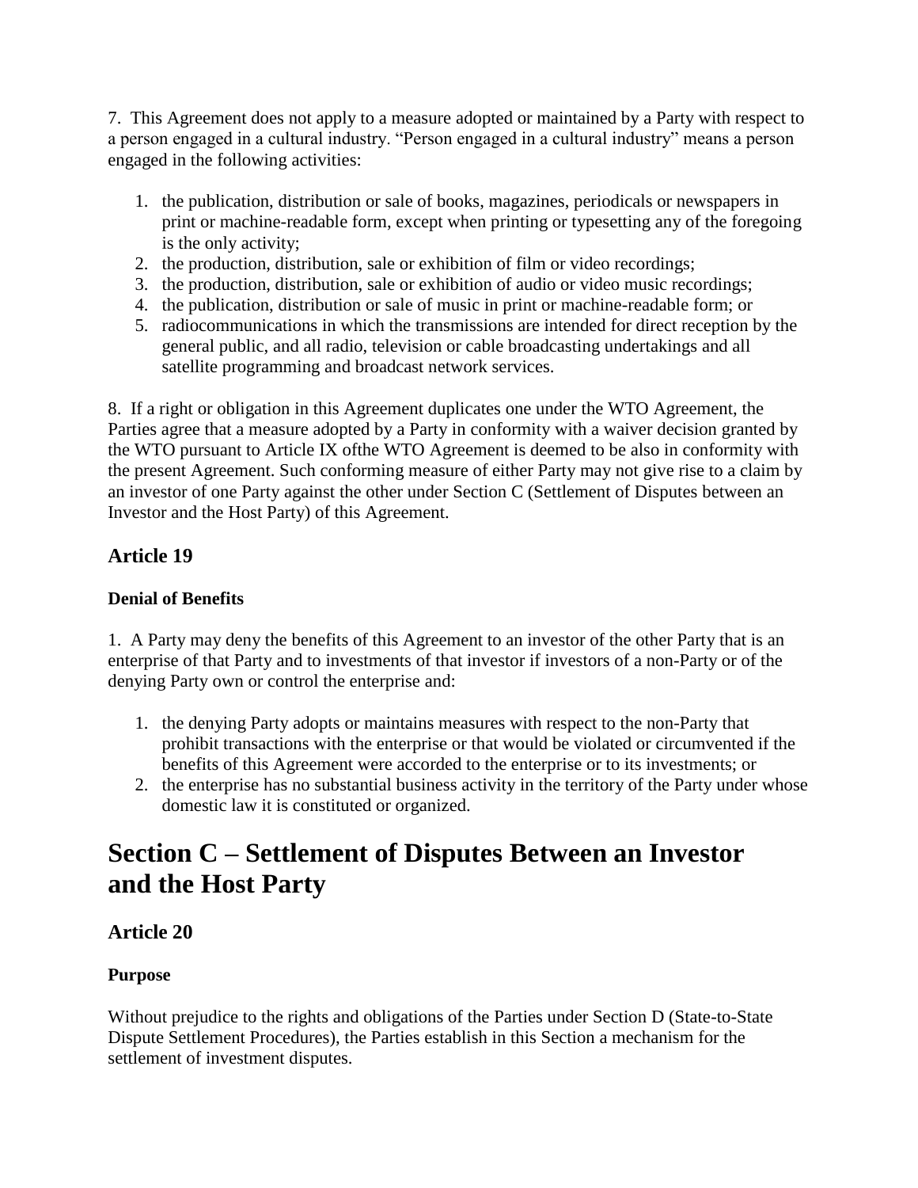7. This Agreement does not apply to a measure adopted or maintained by a Party with respect to a person engaged in a cultural industry. "Person engaged in a cultural industry" means a person engaged in the following activities:

1. the publication, distribution or sale of books, magazines, periodicals or newspapers in print or machine-readable form, except when printing or typesetting any of the foregoing is the only activity;
2. the production, distribution, sale or exhibition of film or video recordings;
3. the production, distribution, sale or exhibition of audio or video music recordings;
4. the publication, distribution or sale of music in print or machine-readable form; or
5. radiocommunications in which the transmissions are intended for direct reception by the general public, and all radio, television or cable broadcasting undertakings and all satellite programming and broadcast network services.

8. If a right or obligation in this Agreement duplicates one under the WTO Agreement, the Parties agree that a measure adopted by a Party in conformity with a waiver decision granted by the WTO pursuant to Article IX ofthe WTO Agreement is deemed to be also in conformity with the present Agreement. Such conforming measure of either Party may not give rise to a claim by an investor of one Party against the other under Section C (Settlement of Disputes between an Investor and the Host Party) of this Agreement.

### Article 19

#### Denial of Benefits

1. A Party may deny the benefits of this Agreement to an investor of the other Party that is an enterprise of that Party and to investments of that investor if investors of a non-Party or of the denying Party own or control the enterprise and:

1. the denying Party adopts or maintains measures with respect to the non-Party that prohibit transactions with the enterprise or that would be violated or circumvented if the benefits of this Agreement were accorded to the enterprise or to its investments; or
2. the enterprise has no substantial business activity in the territory of the Party under whose domestic law it is constituted or organized.

## Section C – Settlement of Disputes Between an Investor and the Host Party

### Article 20

#### Purpose

Without prejudice to the rights and obligations of the Parties under Section D (State-to-State Dispute Settlement Procedures), the Parties establish in this Section a mechanism for the settlement of investment disputes.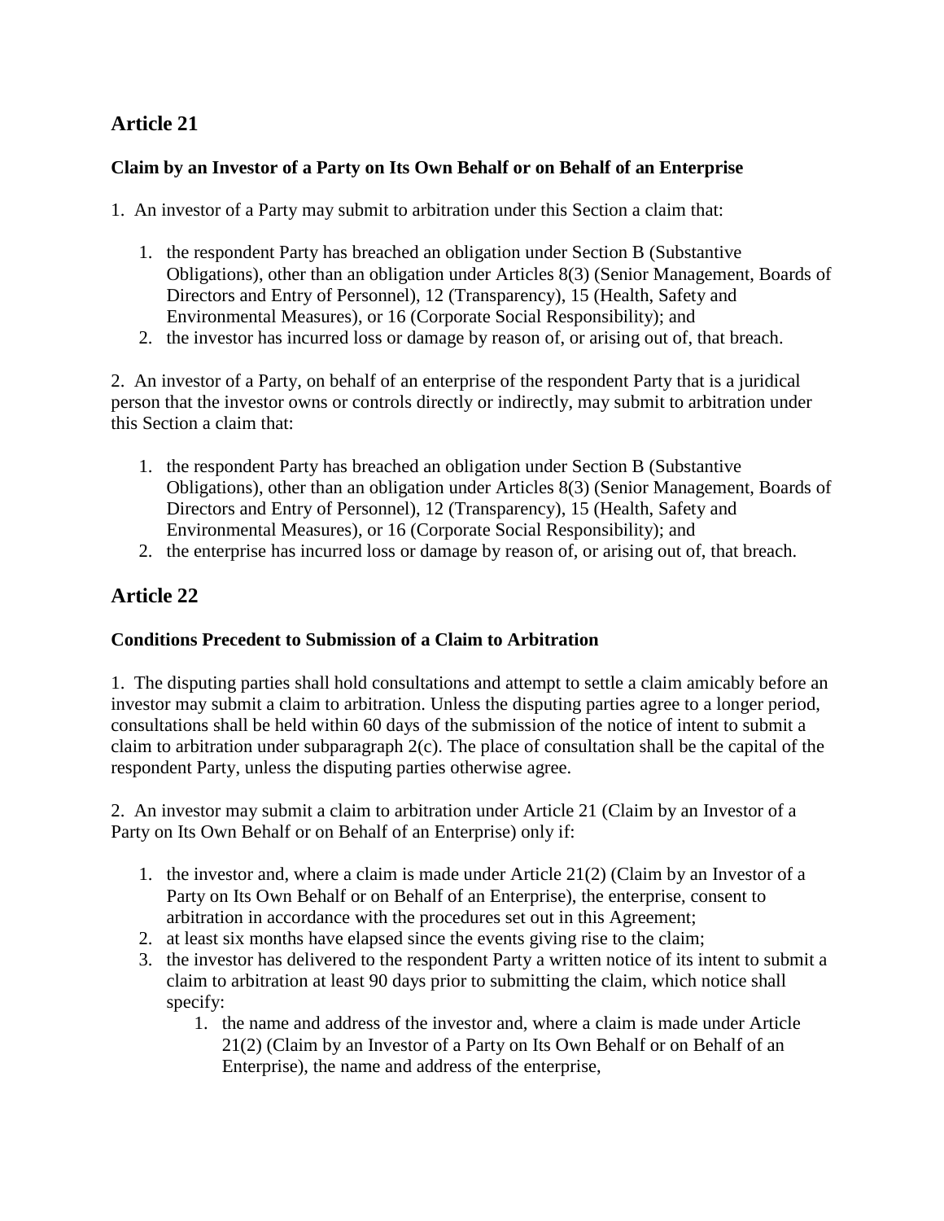## Article 21

**Claim by an Investor of a Party on Its Own Behalf or on Behalf of an Enterprise**

1. An investor of a Party may submit to arbitration under this Section a claim that:

   1. the respondent Party has breached an obligation under Section B (Substantive Obligations), other than an obligation under Articles 8(3) (Senior Management, Boards of Directors and Entry of Personnel), 12 (Transparency), 15 (Health, Safety and Environmental Measures), or 16 (Corporate Social Responsibility); and
   2. the investor has incurred loss or damage by reason of, or arising out of, that breach.

2. An investor of a Party, on behalf of an enterprise of the respondent Party that is a juridical person that the investor owns or controls directly or indirectly, may submit to arbitration under this Section a claim that:

   1. the respondent Party has breached an obligation under Section B (Substantive Obligations), other than an obligation under Articles 8(3) (Senior Management, Boards of Directors and Entry of Personnel), 12 (Transparency), 15 (Health, Safety and Environmental Measures), or 16 (Corporate Social Responsibility); and
   2. the enterprise has incurred loss or damage by reason of, or arising out of, that breach.

## Article 22

**Conditions Precedent to Submission of a Claim to Arbitration**

1. The disputing parties shall hold consultations and attempt to settle a claim amicably before an investor may submit a claim to arbitration. Unless the disputing parties agree to a longer period, consultations shall be held within 60 days of the submission of the notice of intent to submit a claim to arbitration under subparagraph 2(c). The place of consultation shall be the capital of the respondent Party, unless the disputing parties otherwise agree.

2. An investor may submit a claim to arbitration under Article 21 (Claim by an Investor of a Party on Its Own Behalf or on Behalf of an Enterprise) only if:

   1. the investor and, where a claim is made under Article 21(2) (Claim by an Investor of a Party on Its Own Behalf or on Behalf of an Enterprise), the enterprise, consent to arbitration in accordance with the procedures set out in this Agreement;
   2. at least six months have elapsed since the events giving rise to the claim;
   3. the investor has delivered to the respondent Party a written notice of its intent to submit a claim to arbitration at least 90 days prior to submitting the claim, which notice shall specify:
      1. the name and address of the investor and, where a claim is made under Article 21(2) (Claim by an Investor of a Party on Its Own Behalf or on Behalf of an Enterprise), the name and address of the enterprise,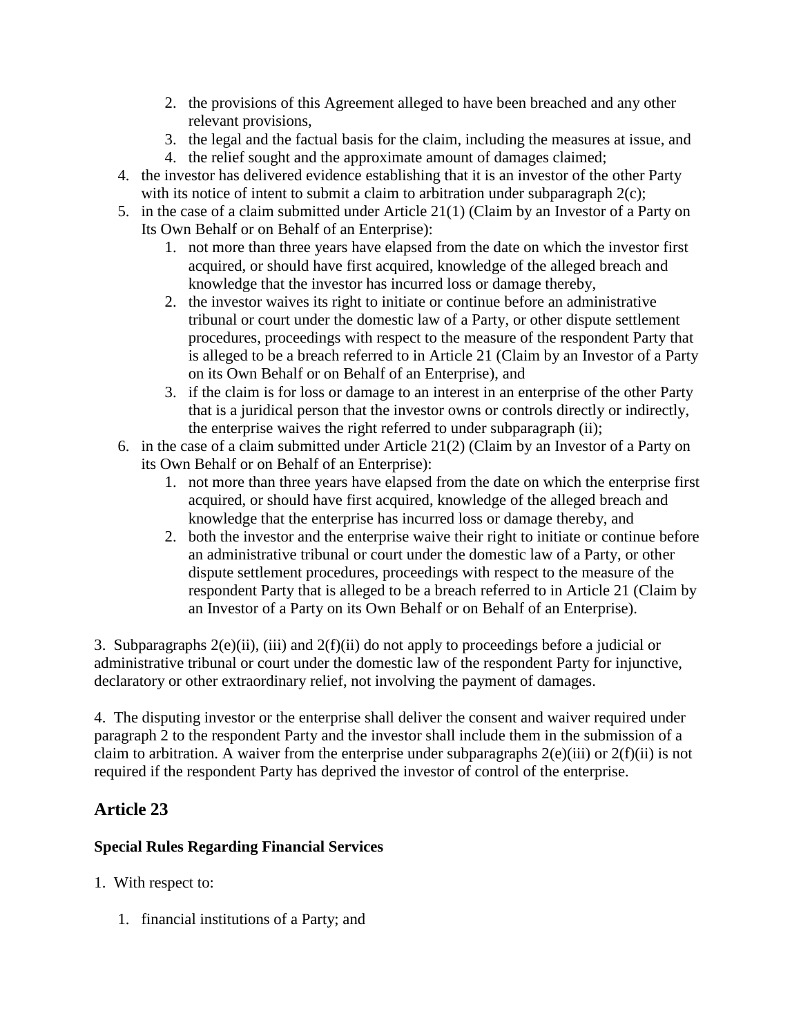2. the provisions of this Agreement alleged to have been breached and any other relevant provisions,
   3. the legal and the factual basis for the claim, including the measures at issue, and
   4. the relief sought and the approximate amount of damages claimed;
4. the investor has delivered evidence establishing that it is an investor of the other Party with its notice of intent to submit a claim to arbitration under subparagraph 2(c);
5. in the case of a claim submitted under Article 21(1) (Claim by an Investor of a Party on Its Own Behalf or on Behalf of an Enterprise):
   1. not more than three years have elapsed from the date on which the investor first acquired, or should have first acquired, knowledge of the alleged breach and knowledge that the investor has incurred loss or damage thereby,
   2. the investor waives its right to initiate or continue before an administrative tribunal or court under the domestic law of a Party, or other dispute settlement procedures, proceedings with respect to the measure of the respondent Party that is alleged to be a breach referred to in Article 21 (Claim by an Investor of a Party on its Own Behalf or on Behalf of an Enterprise), and
   3. if the claim is for loss or damage to an interest in an enterprise of the other Party that is a juridical person that the investor owns or controls directly or indirectly, the enterprise waives the right referred to under subparagraph (ii);
6. in the case of a claim submitted under Article 21(2) (Claim by an Investor of a Party on its Own Behalf or on Behalf of an Enterprise):
   1. not more than three years have elapsed from the date on which the enterprise first acquired, or should have first acquired, knowledge of the alleged breach and knowledge that the enterprise has incurred loss or damage thereby, and
   2. both the investor and the enterprise waive their right to initiate or continue before an administrative tribunal or court under the domestic law of a Party, or other dispute settlement procedures, proceedings with respect to the measure of the respondent Party that is alleged to be a breach referred to in Article 21 (Claim by an Investor of a Party on its Own Behalf or on Behalf of an Enterprise).

3. Subparagraphs 2(e)(ii), (iii) and 2(f)(ii) do not apply to proceedings before a judicial or administrative tribunal or court under the domestic law of the respondent Party for injunctive, declaratory or other extraordinary relief, not involving the payment of damages.

4. The disputing investor or the enterprise shall deliver the consent and waiver required under paragraph 2 to the respondent Party and the investor shall include them in the submission of a claim to arbitration. A waiver from the enterprise under subparagraphs 2(e)(iii) or 2(f)(ii) is not required if the respondent Party has deprived the investor of control of the enterprise.

## Article 23

**Special Rules Regarding Financial Services**

1. With respect to:

   1. financial institutions of a Party; and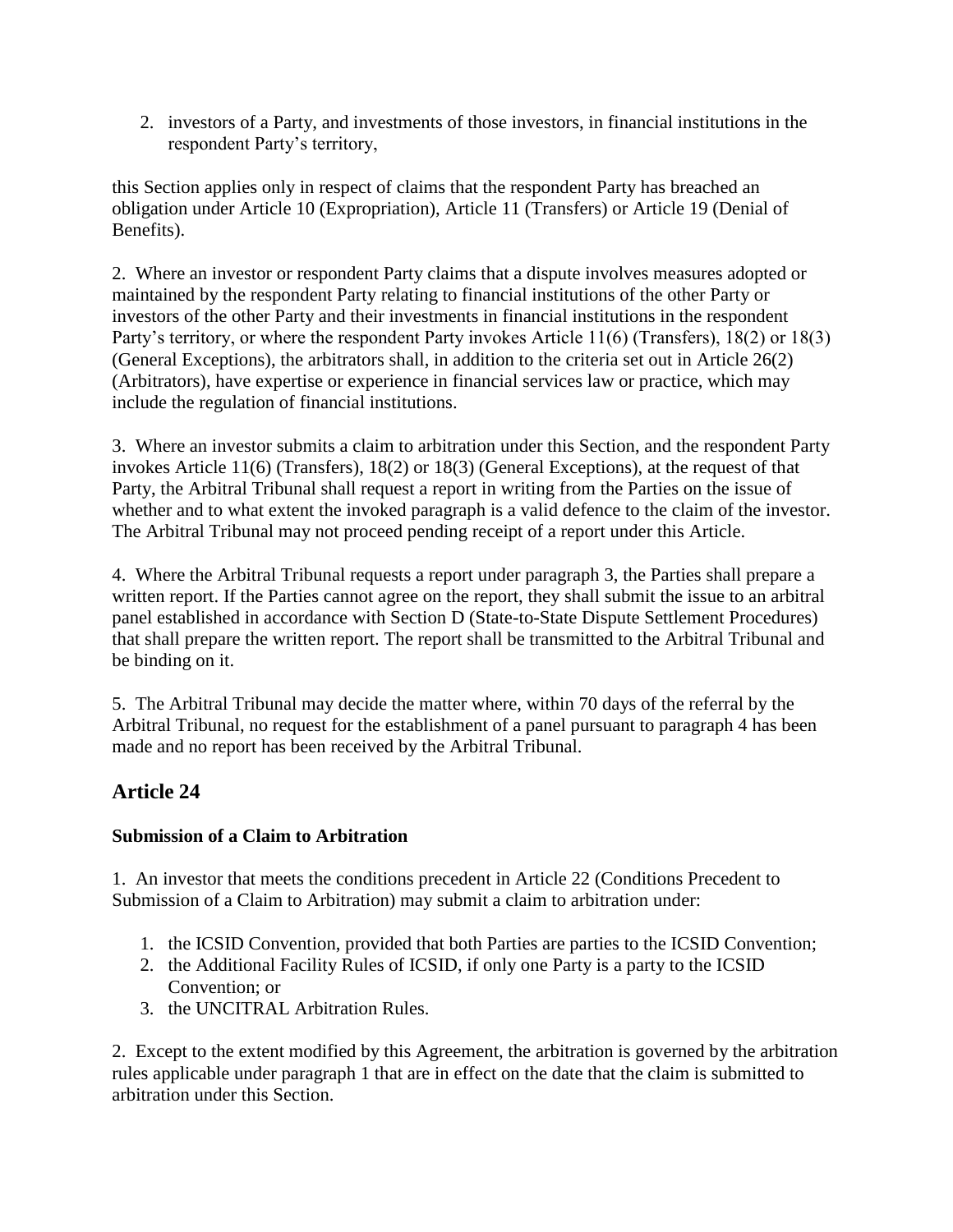2. investors of a Party, and investments of those investors, in financial institutions in the respondent Party's territory,

this Section applies only in respect of claims that the respondent Party has breached an obligation under Article 10 (Expropriation), Article 11 (Transfers) or Article 19 (Denial of Benefits).

2. Where an investor or respondent Party claims that a dispute involves measures adopted or maintained by the respondent Party relating to financial institutions of the other Party or investors of the other Party and their investments in financial institutions in the respondent Party's territory, or where the respondent Party invokes Article 11(6) (Transfers), 18(2) or 18(3) (General Exceptions), the arbitrators shall, in addition to the criteria set out in Article 26(2) (Arbitrators), have expertise or experience in financial services law or practice, which may include the regulation of financial institutions.

3. Where an investor submits a claim to arbitration under this Section, and the respondent Party invokes Article 11(6) (Transfers), 18(2) or 18(3) (General Exceptions), at the request of that Party, the Arbitral Tribunal shall request a report in writing from the Parties on the issue of whether and to what extent the invoked paragraph is a valid defence to the claim of the investor. The Arbitral Tribunal may not proceed pending receipt of a report under this Article.

4. Where the Arbitral Tribunal requests a report under paragraph 3, the Parties shall prepare a written report. If the Parties cannot agree on the report, they shall submit the issue to an arbitral panel established in accordance with Section D (State-to-State Dispute Settlement Procedures) that shall prepare the written report. The report shall be transmitted to the Arbitral Tribunal and be binding on it.

5. The Arbitral Tribunal may decide the matter where, within 70 days of the referral by the Arbitral Tribunal, no request for the establishment of a panel pursuant to paragraph 4 has been made and no report has been received by the Arbitral Tribunal.

## Article 24

**Submission of a Claim to Arbitration**

1. An investor that meets the conditions precedent in Article 22 (Conditions Precedent to Submission of a Claim to Arbitration) may submit a claim to arbitration under:

1. the ICSID Convention, provided that both Parties are parties to the ICSID Convention;
2. the Additional Facility Rules of ICSID, if only one Party is a party to the ICSID Convention; or
3. the UNCITRAL Arbitration Rules.

2. Except to the extent modified by this Agreement, the arbitration is governed by the arbitration rules applicable under paragraph 1 that are in effect on the date that the claim is submitted to arbitration under this Section.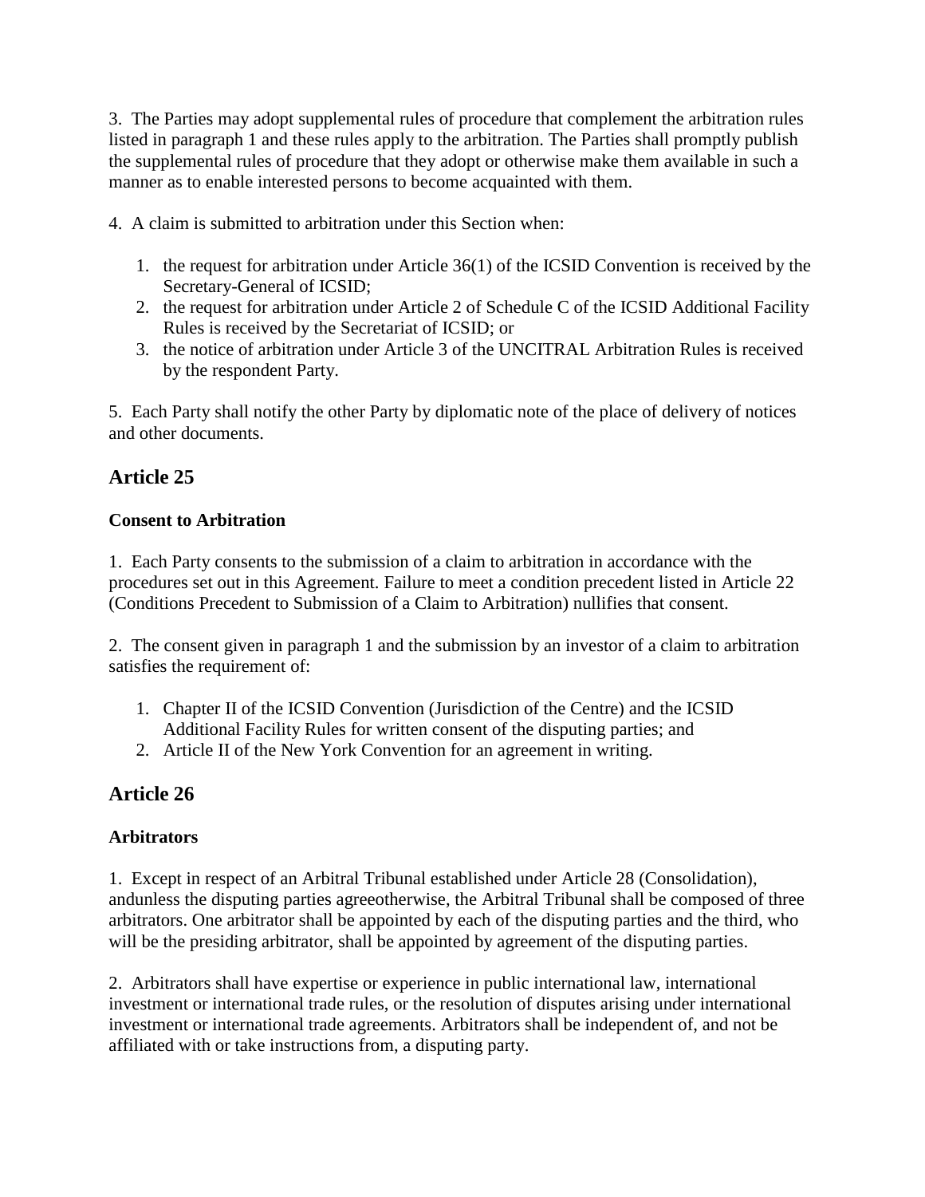3. The Parties may adopt supplemental rules of procedure that complement the arbitration rules listed in paragraph 1 and these rules apply to the arbitration. The Parties shall promptly publish the supplemental rules of procedure that they adopt or otherwise make them available in such a manner as to enable interested persons to become acquainted with them.

4. A claim is submitted to arbitration under this Section when:

1. the request for arbitration under Article 36(1) of the ICSID Convention is received by the Secretary-General of ICSID;
2. the request for arbitration under Article 2 of Schedule C of the ICSID Additional Facility Rules is received by the Secretariat of ICSID; or
3. the notice of arbitration under Article 3 of the UNCITRAL Arbitration Rules is received by the respondent Party.

5. Each Party shall notify the other Party by diplomatic note of the place of delivery of notices and other documents.

## Article 25

**Consent to Arbitration**

1. Each Party consents to the submission of a claim to arbitration in accordance with the procedures set out in this Agreement. Failure to meet a condition precedent listed in Article 22 (Conditions Precedent to Submission of a Claim to Arbitration) nullifies that consent.

2. The consent given in paragraph 1 and the submission by an investor of a claim to arbitration satisfies the requirement of:

1. Chapter II of the ICSID Convention (Jurisdiction of the Centre) and the ICSID Additional Facility Rules for written consent of the disputing parties; and
2. Article II of the New York Convention for an agreement in writing.

## Article 26

**Arbitrators**

1. Except in respect of an Arbitral Tribunal established under Article 28 (Consolidation), andunless the disputing parties agreeotherwise, the Arbitral Tribunal shall be composed of three arbitrators. One arbitrator shall be appointed by each of the disputing parties and the third, who will be the presiding arbitrator, shall be appointed by agreement of the disputing parties.

2. Arbitrators shall have expertise or experience in public international law, international investment or international trade rules, or the resolution of disputes arising under international investment or international trade agreements. Arbitrators shall be independent of, and not be affiliated with or take instructions from, a disputing party.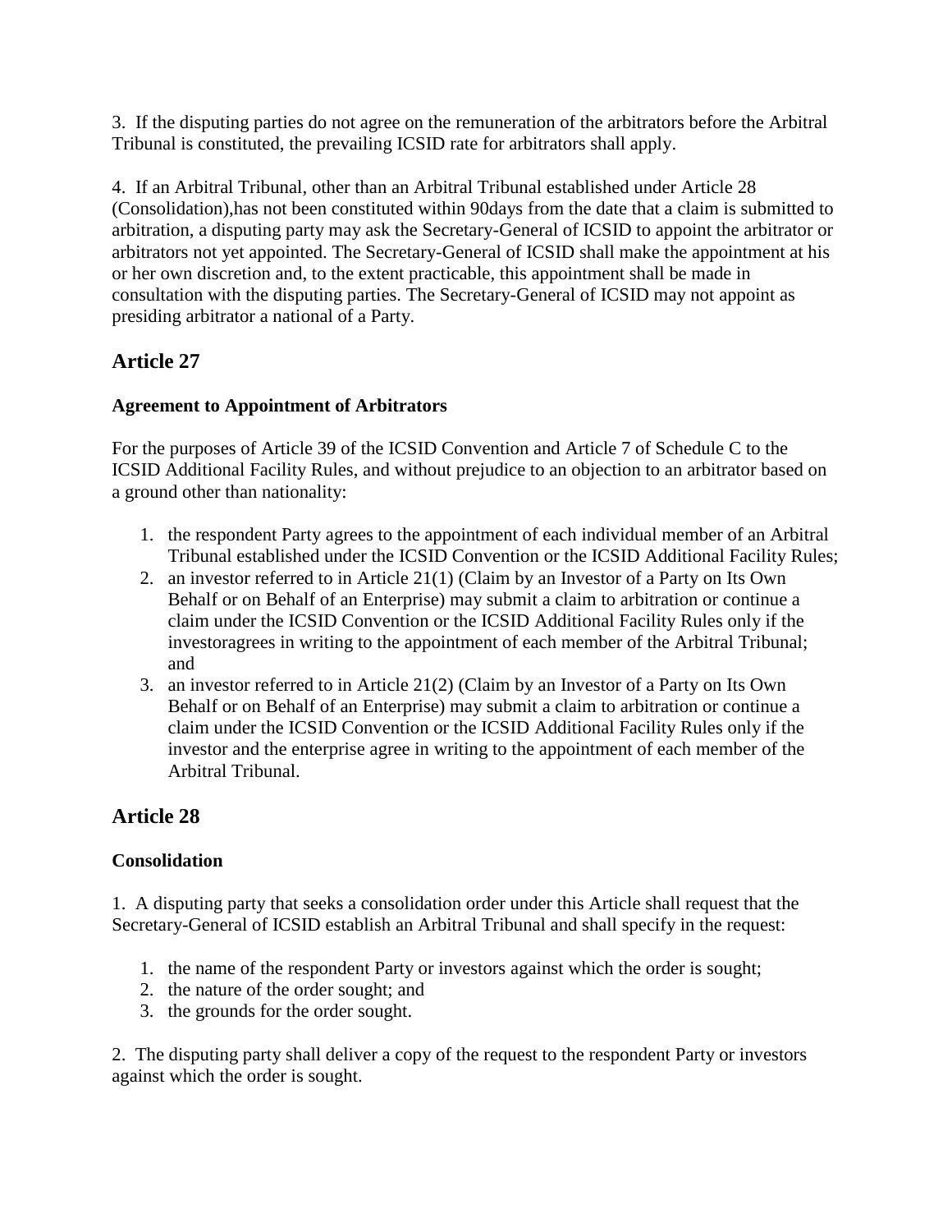3. If the disputing parties do not agree on the remuneration of the arbitrators before the Arbitral Tribunal is constituted, the prevailing ICSID rate for arbitrators shall apply.

4. If an Arbitral Tribunal, other than an Arbitral Tribunal established under Article 28 (Consolidation),has not been constituted within 90days from the date that a claim is submitted to arbitration, a disputing party may ask the Secretary-General of ICSID to appoint the arbitrator or arbitrators not yet appointed. The Secretary-General of ICSID shall make the appointment at his or her own discretion and, to the extent practicable, this appointment shall be made in consultation with the disputing parties. The Secretary-General of ICSID may not appoint as presiding arbitrator a national of a Party.

## Article 27

**Agreement to Appointment of Arbitrators**

For the purposes of Article 39 of the ICSID Convention and Article 7 of Schedule C to the ICSID Additional Facility Rules, and without prejudice to an objection to an arbitrator based on a ground other than nationality:

1. the respondent Party agrees to the appointment of each individual member of an Arbitral Tribunal established under the ICSID Convention or the ICSID Additional Facility Rules;
2. an investor referred to in Article 21(1) (Claim by an Investor of a Party on Its Own Behalf or on Behalf of an Enterprise) may submit a claim to arbitration or continue a claim under the ICSID Convention or the ICSID Additional Facility Rules only if the investoragrees in writing to the appointment of each member of the Arbitral Tribunal; and
3. an investor referred to in Article 21(2) (Claim by an Investor of a Party on Its Own Behalf or on Behalf of an Enterprise) may submit a claim to arbitration or continue a claim under the ICSID Convention or the ICSID Additional Facility Rules only if the investor and the enterprise agree in writing to the appointment of each member of the Arbitral Tribunal.

## Article 28

**Consolidation**

1. A disputing party that seeks a consolidation order under this Article shall request that the Secretary-General of ICSID establish an Arbitral Tribunal and shall specify in the request:

   1. the name of the respondent Party or investors against which the order is sought;
   2. the nature of the order sought; and
   3. the grounds for the order sought.

2. The disputing party shall deliver a copy of the request to the respondent Party or investors against which the order is sought.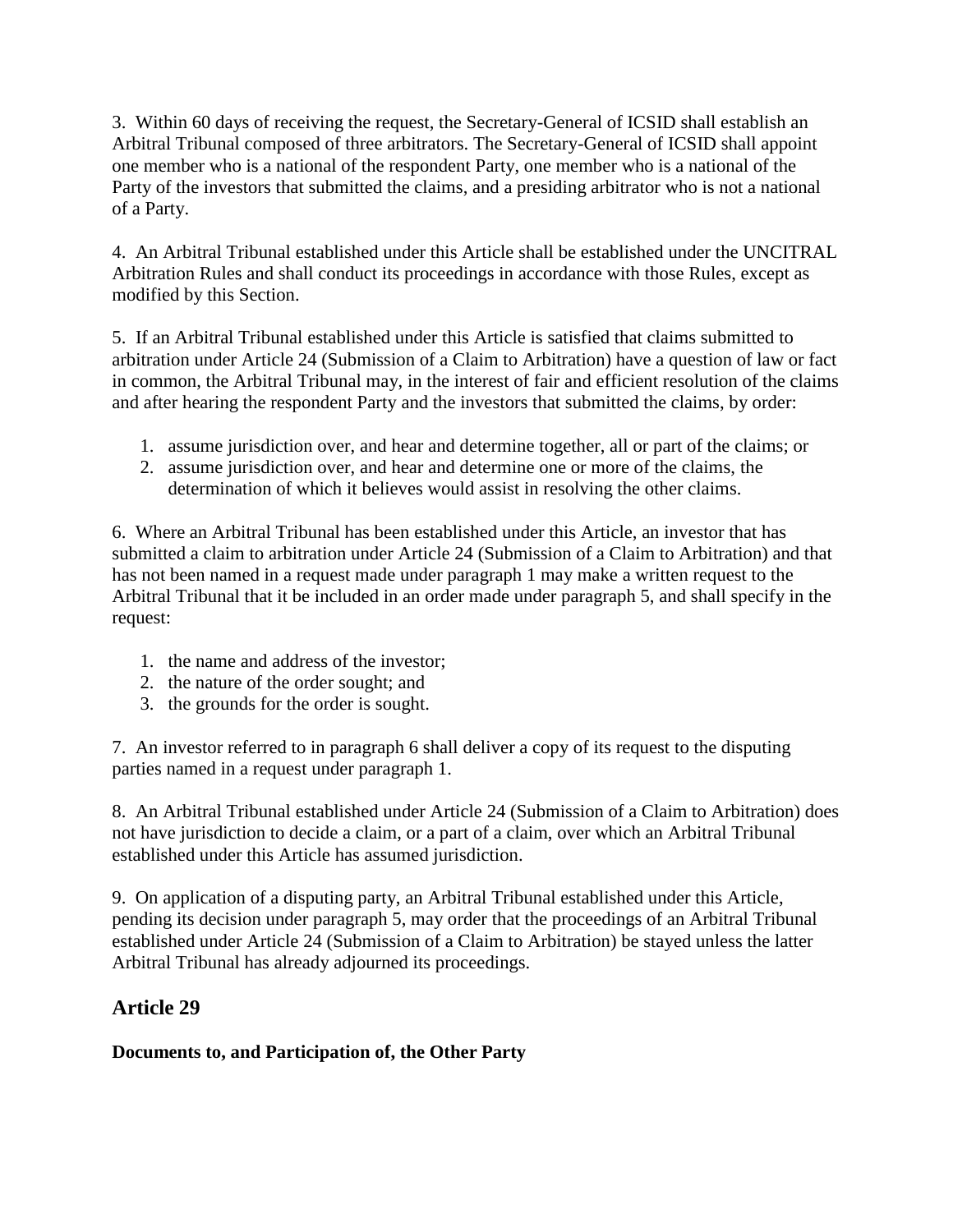3. Within 60 days of receiving the request, the Secretary-General of ICSID shall establish an Arbitral Tribunal composed of three arbitrators. The Secretary-General of ICSID shall appoint one member who is a national of the respondent Party, one member who is a national of the Party of the investors that submitted the claims, and a presiding arbitrator who is not a national of a Party.

4. An Arbitral Tribunal established under this Article shall be established under the UNCITRAL Arbitration Rules and shall conduct its proceedings in accordance with those Rules, except as modified by this Section.

5. If an Arbitral Tribunal established under this Article is satisfied that claims submitted to arbitration under Article 24 (Submission of a Claim to Arbitration) have a question of law or fact in common, the Arbitral Tribunal may, in the interest of fair and efficient resolution of the claims and after hearing the respondent Party and the investors that submitted the claims, by order:

1. assume jurisdiction over, and hear and determine together, all or part of the claims; or
2. assume jurisdiction over, and hear and determine one or more of the claims, the determination of which it believes would assist in resolving the other claims.

6. Where an Arbitral Tribunal has been established under this Article, an investor that has submitted a claim to arbitration under Article 24 (Submission of a Claim to Arbitration) and that has not been named in a request made under paragraph 1 may make a written request to the Arbitral Tribunal that it be included in an order made under paragraph 5, and shall specify in the request:

1. the name and address of the investor;
2. the nature of the order sought; and
3. the grounds for the order is sought.

7. An investor referred to in paragraph 6 shall deliver a copy of its request to the disputing parties named in a request under paragraph 1.

8. An Arbitral Tribunal established under Article 24 (Submission of a Claim to Arbitration) does not have jurisdiction to decide a claim, or a part of a claim, over which an Arbitral Tribunal established under this Article has assumed jurisdiction.

9. On application of a disputing party, an Arbitral Tribunal established under this Article, pending its decision under paragraph 5, may order that the proceedings of an Arbitral Tribunal established under Article 24 (Submission of a Claim to Arbitration) be stayed unless the latter Arbitral Tribunal has already adjourned its proceedings.

## Article 29

**Documents to, and Participation of, the Other Party**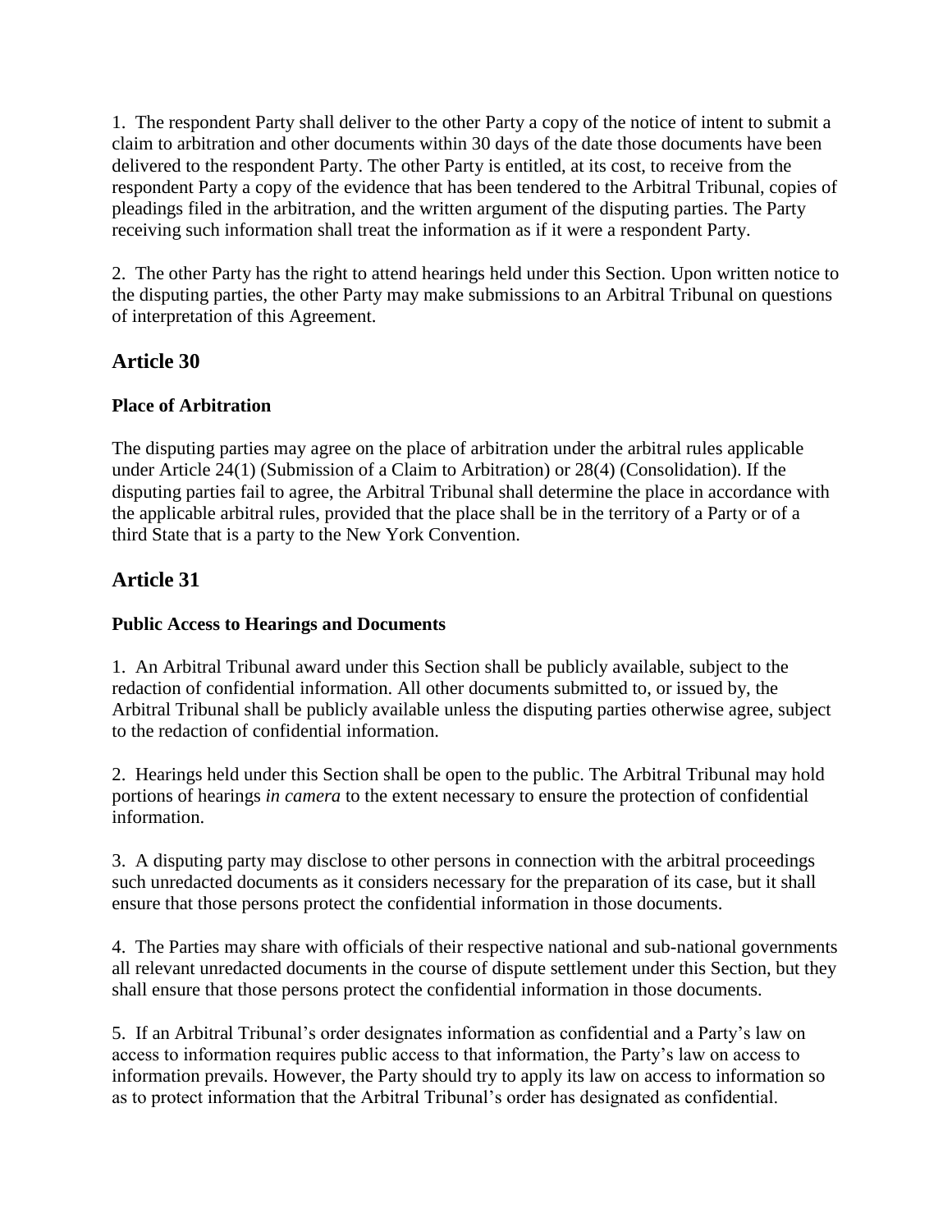1. The respondent Party shall deliver to the other Party a copy of the notice of intent to submit a claim to arbitration and other documents within 30 days of the date those documents have been delivered to the respondent Party. The other Party is entitled, at its cost, to receive from the respondent Party a copy of the evidence that has been tendered to the Arbitral Tribunal, copies of pleadings filed in the arbitration, and the written argument of the disputing parties. The Party receiving such information shall treat the information as if it were a respondent Party.

2. The other Party has the right to attend hearings held under this Section. Upon written notice to the disputing parties, the other Party may make submissions to an Arbitral Tribunal on questions of interpretation of this Agreement.

## Article 30

### Place of Arbitration

The disputing parties may agree on the place of arbitration under the arbitral rules applicable under Article 24(1) (Submission of a Claim to Arbitration) or 28(4) (Consolidation). If the disputing parties fail to agree, the Arbitral Tribunal shall determine the place in accordance with the applicable arbitral rules, provided that the place shall be in the territory of a Party or of a third State that is a party to the New York Convention.

## Article 31

### Public Access to Hearings and Documents

1. An Arbitral Tribunal award under this Section shall be publicly available, subject to the redaction of confidential information. All other documents submitted to, or issued by, the Arbitral Tribunal shall be publicly available unless the disputing parties otherwise agree, subject to the redaction of confidential information.

2. Hearings held under this Section shall be open to the public. The Arbitral Tribunal may hold portions of hearings *in camera* to the extent necessary to ensure the protection of confidential information.

3. A disputing party may disclose to other persons in connection with the arbitral proceedings such unredacted documents as it considers necessary for the preparation of its case, but it shall ensure that those persons protect the confidential information in those documents.

4. The Parties may share with officials of their respective national and sub-national governments all relevant unredacted documents in the course of dispute settlement under this Section, but they shall ensure that those persons protect the confidential information in those documents.

5. If an Arbitral Tribunal's order designates information as confidential and a Party's law on access to information requires public access to that information, the Party's law on access to information prevails. However, the Party should try to apply its law on access to information so as to protect information that the Arbitral Tribunal's order has designated as confidential.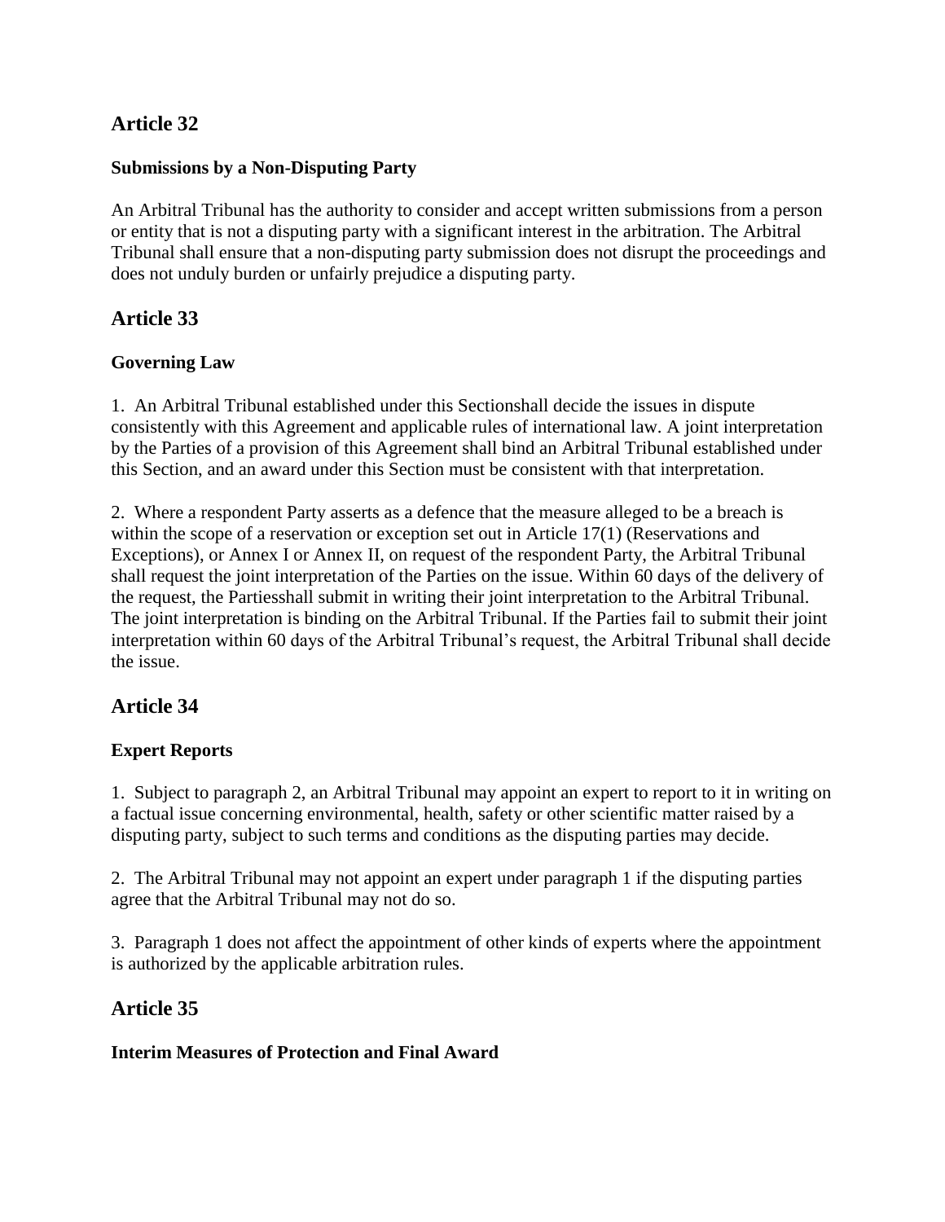## Article 32

### Submissions by a Non-Disputing Party

An Arbitral Tribunal has the authority to consider and accept written submissions from a person or entity that is not a disputing party with a significant interest in the arbitration. The Arbitral Tribunal shall ensure that a non-disputing party submission does not disrupt the proceedings and does not unduly burden or unfairly prejudice a disputing party.

## Article 33

### Governing Law

1. An Arbitral Tribunal established under this Sectionshall decide the issues in dispute consistently with this Agreement and applicable rules of international law. A joint interpretation by the Parties of a provision of this Agreement shall bind an Arbitral Tribunal established under this Section, and an award under this Section must be consistent with that interpretation.

2. Where a respondent Party asserts as a defence that the measure alleged to be a breach is within the scope of a reservation or exception set out in Article 17(1) (Reservations and Exceptions), or Annex I or Annex II, on request of the respondent Party, the Arbitral Tribunal shall request the joint interpretation of the Parties on the issue. Within 60 days of the delivery of the request, the Partiesshall submit in writing their joint interpretation to the Arbitral Tribunal. The joint interpretation is binding on the Arbitral Tribunal. If the Parties fail to submit their joint interpretation within 60 days of the Arbitral Tribunal's request, the Arbitral Tribunal shall decide the issue.

## Article 34

### Expert Reports

1. Subject to paragraph 2, an Arbitral Tribunal may appoint an expert to report to it in writing on a factual issue concerning environmental, health, safety or other scientific matter raised by a disputing party, subject to such terms and conditions as the disputing parties may decide.

2. The Arbitral Tribunal may not appoint an expert under paragraph 1 if the disputing parties agree that the Arbitral Tribunal may not do so.

3. Paragraph 1 does not affect the appointment of other kinds of experts where the appointment is authorized by the applicable arbitration rules.

## Article 35

### Interim Measures of Protection and Final Award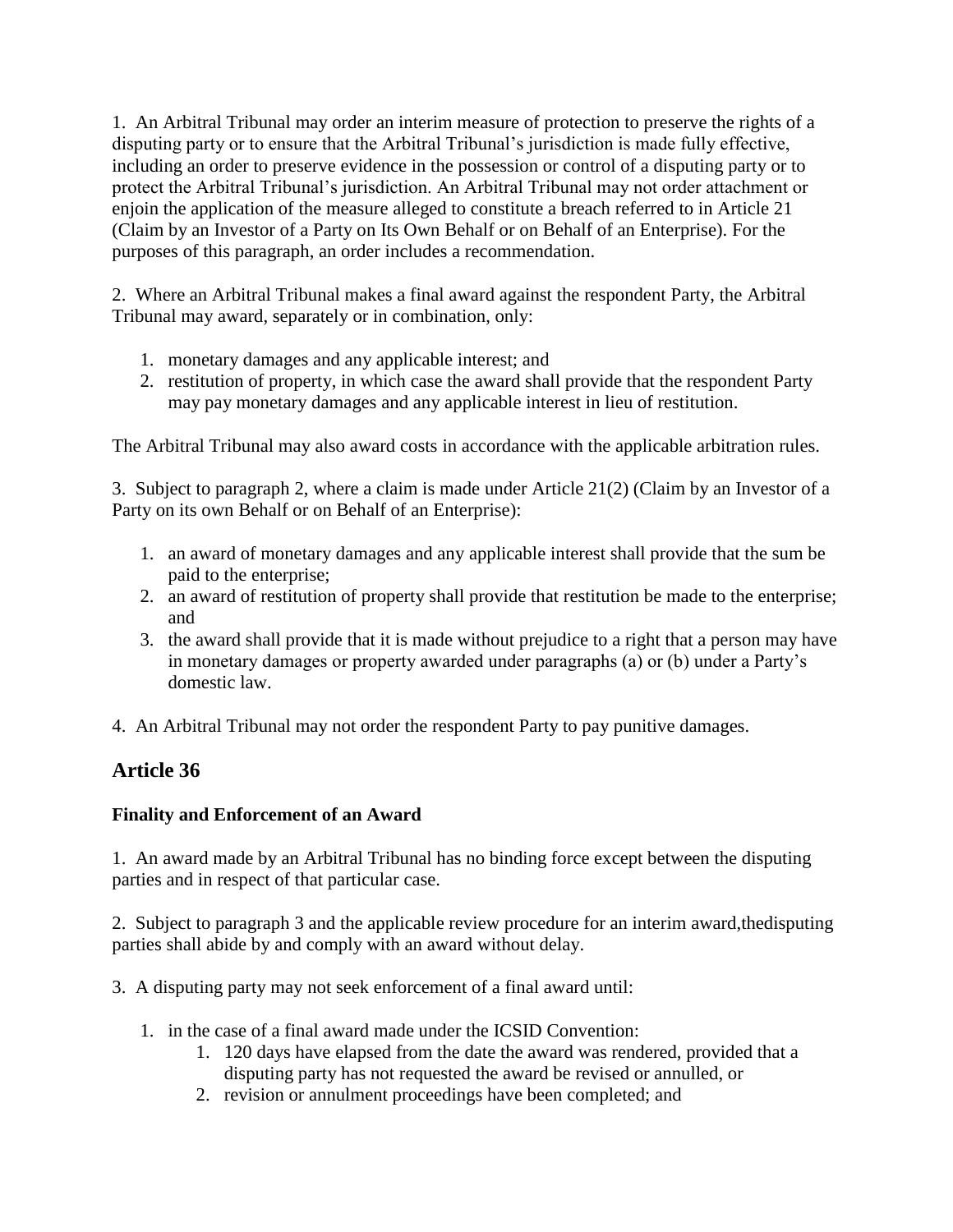1. An Arbitral Tribunal may order an interim measure of protection to preserve the rights of a disputing party or to ensure that the Arbitral Tribunal's jurisdiction is made fully effective, including an order to preserve evidence in the possession or control of a disputing party or to protect the Arbitral Tribunal's jurisdiction. An Arbitral Tribunal may not order attachment or enjoin the application of the measure alleged to constitute a breach referred to in Article 21 (Claim by an Investor of a Party on Its Own Behalf or on Behalf of an Enterprise). For the purposes of this paragraph, an order includes a recommendation.

2. Where an Arbitral Tribunal makes a final award against the respondent Party, the Arbitral Tribunal may award, separately or in combination, only:

1. monetary damages and any applicable interest; and
2. restitution of property, in which case the award shall provide that the respondent Party may pay monetary damages and any applicable interest in lieu of restitution.

The Arbitral Tribunal may also award costs in accordance with the applicable arbitration rules.

3. Subject to paragraph 2, where a claim is made under Article 21(2) (Claim by an Investor of a Party on its own Behalf or on Behalf of an Enterprise):

1. an award of monetary damages and any applicable interest shall provide that the sum be paid to the enterprise;
2. an award of restitution of property shall provide that restitution be made to the enterprise; and
3. the award shall provide that it is made without prejudice to a right that a person may have in monetary damages or property awarded under paragraphs (a) or (b) under a Party's domestic law.

4. An Arbitral Tribunal may not order the respondent Party to pay punitive damages.

## Article 36

**Finality and Enforcement of an Award**

1. An award made by an Arbitral Tribunal has no binding force except between the disputing parties and in respect of that particular case.

2. Subject to paragraph 3 and the applicable review procedure for an interim award,thedisputing parties shall abide by and comply with an award without delay.

3. A disputing party may not seek enforcement of a final award until:

1. in the case of a final award made under the ICSID Convention:
    1. 120 days have elapsed from the date the award was rendered, provided that a disputing party has not requested the award be revised or annulled, or
    2. revision or annulment proceedings have been completed; and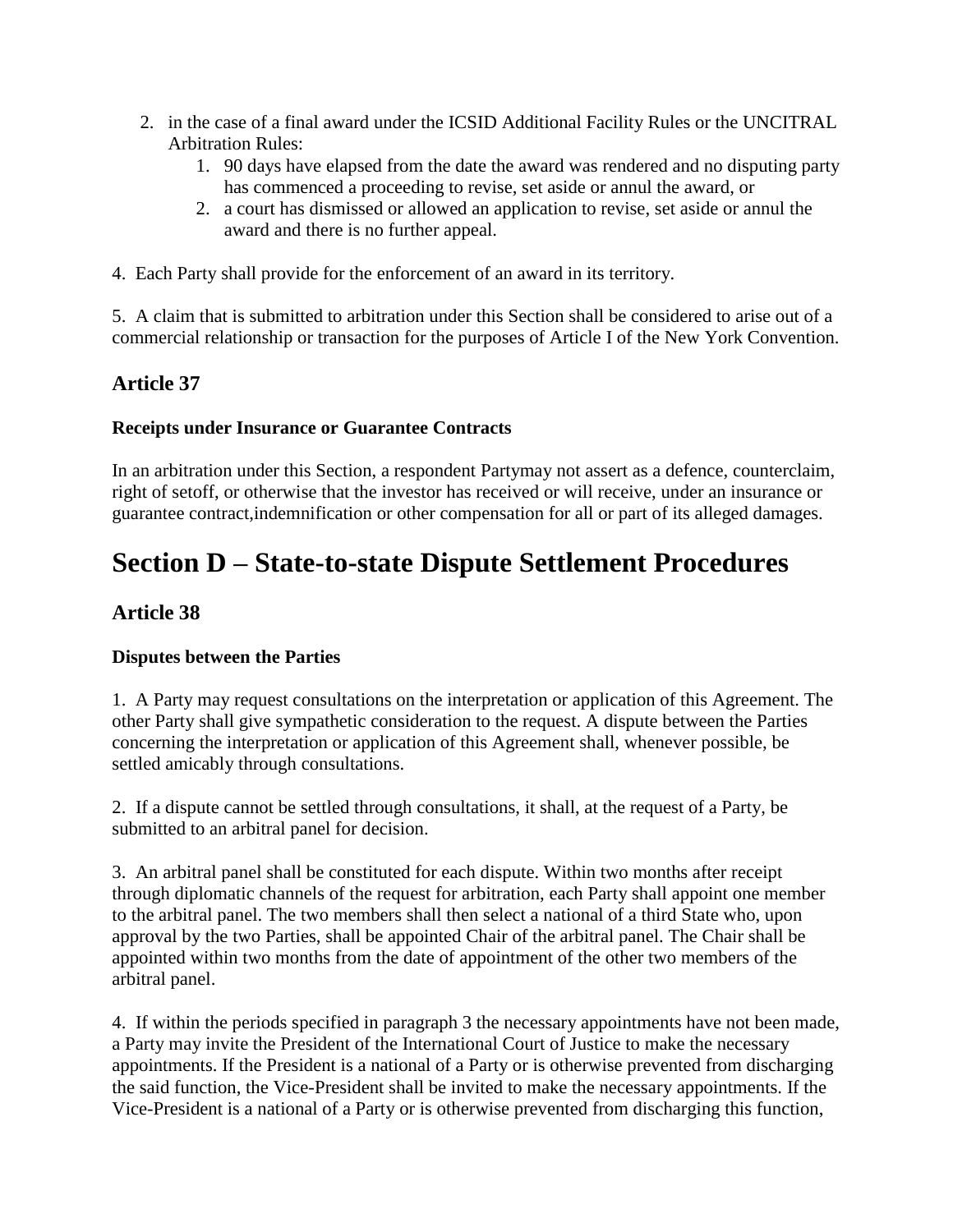2. in the case of a final award under the ICSID Additional Facility Rules or the UNCITRAL Arbitration Rules:
    1. 90 days have elapsed from the date the award was rendered and no disputing party has commenced a proceeding to revise, set aside or annul the award, or
    2. a court has dismissed or allowed an application to revise, set aside or annul the award and there is no further appeal.

4. Each Party shall provide for the enforcement of an award in its territory.

5. A claim that is submitted to arbitration under this Section shall be considered to arise out of a commercial relationship or transaction for the purposes of Article I of the New York Convention.

## Article 37

**Receipts under Insurance or Guarantee Contracts**

In an arbitration under this Section, a respondent Partymay not assert as a defence, counterclaim, right of setoff, or otherwise that the investor has received or will receive, under an insurance or guarantee contract,indemnification or other compensation for all or part of its alleged damages.

# Section D – State-to-state Dispute Settlement Procedures

## Article 38

**Disputes between the Parties**

1. A Party may request consultations on the interpretation or application of this Agreement. The other Party shall give sympathetic consideration to the request. A dispute between the Parties concerning the interpretation or application of this Agreement shall, whenever possible, be settled amicably through consultations.

2. If a dispute cannot be settled through consultations, it shall, at the request of a Party, be submitted to an arbitral panel for decision.

3. An arbitral panel shall be constituted for each dispute. Within two months after receipt through diplomatic channels of the request for arbitration, each Party shall appoint one member to the arbitral panel. The two members shall then select a national of a third State who, upon approval by the two Parties, shall be appointed Chair of the arbitral panel. The Chair shall be appointed within two months from the date of appointment of the other two members of the arbitral panel.

4. If within the periods specified in paragraph 3 the necessary appointments have not been made, a Party may invite the President of the International Court of Justice to make the necessary appointments. If the President is a national of a Party or is otherwise prevented from discharging the said function, the Vice-President shall be invited to make the necessary appointments. If the Vice-President is a national of a Party or is otherwise prevented from discharging this function,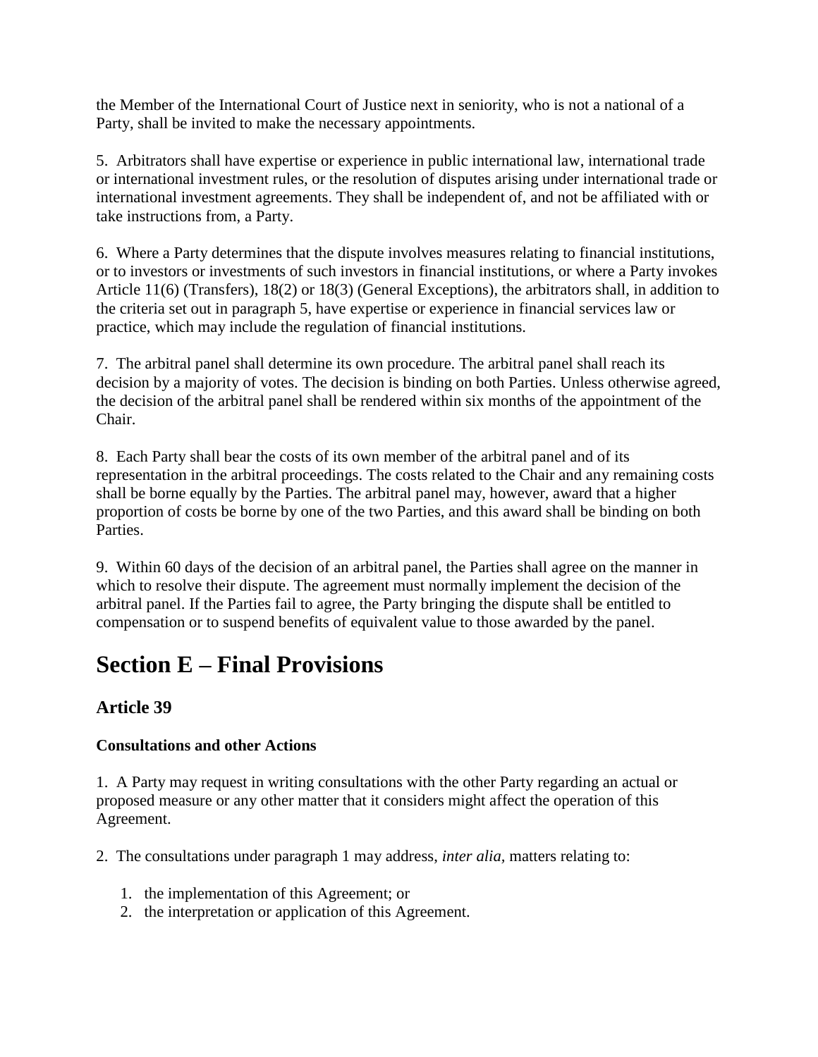the Member of the International Court of Justice next in seniority, who is not a national of a Party, shall be invited to make the necessary appointments.

5. Arbitrators shall have expertise or experience in public international law, international trade or international investment rules, or the resolution of disputes arising under international trade or international investment agreements. They shall be independent of, and not be affiliated with or take instructions from, a Party.

6. Where a Party determines that the dispute involves measures relating to financial institutions, or to investors or investments of such investors in financial institutions, or where a Party invokes Article 11(6) (Transfers), 18(2) or 18(3) (General Exceptions), the arbitrators shall, in addition to the criteria set out in paragraph 5, have expertise or experience in financial services law or practice, which may include the regulation of financial institutions.

7. The arbitral panel shall determine its own procedure. The arbitral panel shall reach its decision by a majority of votes. The decision is binding on both Parties. Unless otherwise agreed, the decision of the arbitral panel shall be rendered within six months of the appointment of the Chair.

8. Each Party shall bear the costs of its own member of the arbitral panel and of its representation in the arbitral proceedings. The costs related to the Chair and any remaining costs shall be borne equally by the Parties. The arbitral panel may, however, award that a higher proportion of costs be borne by one of the two Parties, and this award shall be binding on both Parties.

9. Within 60 days of the decision of an arbitral panel, the Parties shall agree on the manner in which to resolve their dispute. The agreement must normally implement the decision of the arbitral panel. If the Parties fail to agree, the Party bringing the dispute shall be entitled to compensation or to suspend benefits of equivalent value to those awarded by the panel.

# Section E – Final Provisions

## Article 39

### Consultations and other Actions

1. A Party may request in writing consultations with the other Party regarding an actual or proposed measure or any other matter that it considers might affect the operation of this Agreement.

2. The consultations under paragraph 1 may address, *inter alia*, matters relating to:

1. the implementation of this Agreement; or
2. the interpretation or application of this Agreement.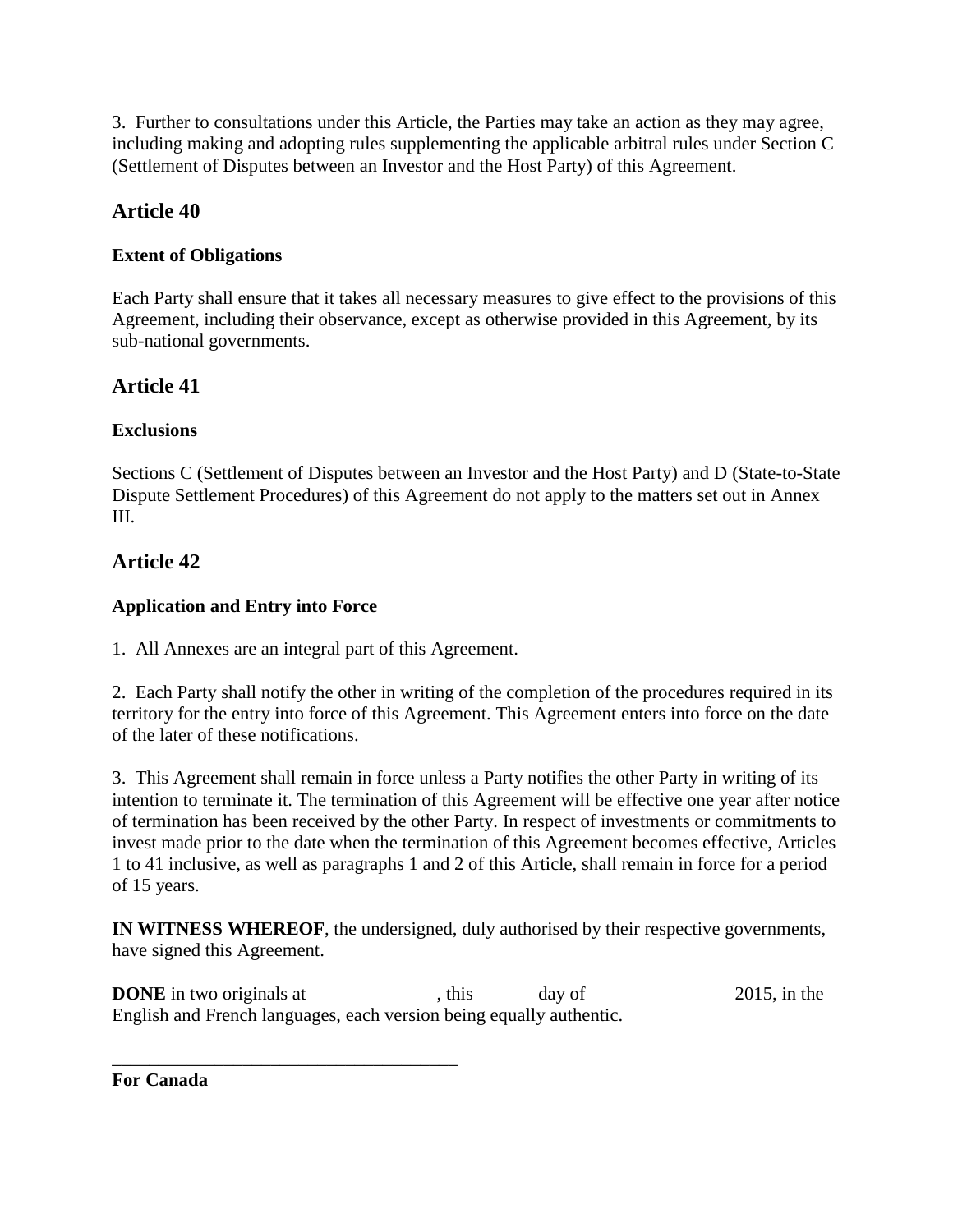3.  Further to consultations under this Article, the Parties may take an action as they may agree, including making and adopting rules supplementing the applicable arbitral rules under Section C (Settlement of Disputes between an Investor and the Host Party) of this Agreement.

## Article 40

### Extent of Obligations

Each Party shall ensure that it takes all necessary measures to give effect to the provisions of this Agreement, including their observance, except as otherwise provided in this Agreement, by its sub-national governments.

## Article 41

### Exclusions

Sections C (Settlement of Disputes between an Investor and the Host Party) and D (State-to-State Dispute Settlement Procedures) of this Agreement do not apply to the matters set out in Annex III.

## Article 42

### Application and Entry into Force

1.  All Annexes are an integral part of this Agreement.

2.  Each Party shall notify the other in writing of the completion of the procedures required in its territory for the entry into force of this Agreement. This Agreement enters into force on the date of the later of these notifications.

3.  This Agreement shall remain in force unless a Party notifies the other Party in writing of its intention to terminate it. The termination of this Agreement will be effective one year after notice of termination has been received by the other Party. In respect of investments or commitments to invest made prior to the date when the termination of this Agreement becomes effective, Articles 1 to 41 inclusive, as well as paragraphs 1 and 2 of this Article, shall remain in force for a period of 15 years.

**IN WITNESS WHEREOF**, the undersigned, duly authorised by their respective governments, have signed this Agreement.

**DONE** in two originals at                    , this          day of                    2015, in the English and French languages, each version being equally authentic.

_____________________________________

**For Canada**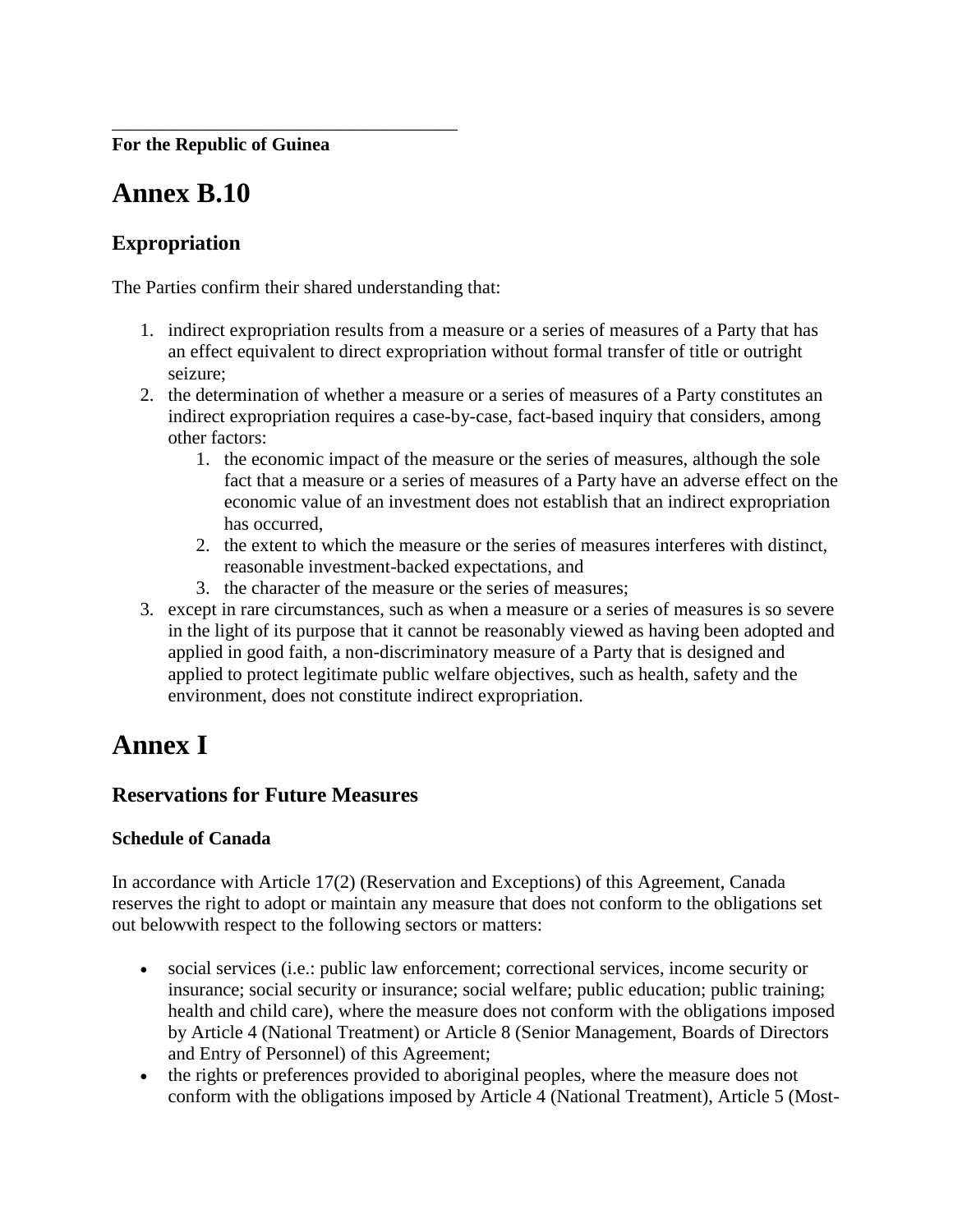---

**For the Republic of Guinea**

# Annex B.10

## Expropriation

The Parties confirm their shared understanding that:

1. indirect expropriation results from a measure or a series of measures of a Party that has an effect equivalent to direct expropriation without formal transfer of title or outright seizure;
2. the determination of whether a measure or a series of measures of a Party constitutes an indirect expropriation requires a case-by-case, fact-based inquiry that considers, among other factors:
   1. the economic impact of the measure or the series of measures, although the sole fact that a measure or a series of measures of a Party have an adverse effect on the economic value of an investment does not establish that an indirect expropriation has occurred,
   2. the extent to which the measure or the series of measures interferes with distinct, reasonable investment-backed expectations, and
   3. the character of the measure or the series of measures;
3. except in rare circumstances, such as when a measure or a series of measures is so severe in the light of its purpose that it cannot be reasonably viewed as having been adopted and applied in good faith, a non-discriminatory measure of a Party that is designed and applied to protect legitimate public welfare objectives, such as health, safety and the environment, does not constitute indirect expropriation.

# Annex I

## Reservations for Future Measures

### Schedule of Canada

In accordance with Article 17(2) (Reservation and Exceptions) of this Agreement, Canada reserves the right to adopt or maintain any measure that does not conform to the obligations set out belowwith respect to the following sectors or matters:

- social services (i.e.: public law enforcement; correctional services, income security or insurance; social security or insurance; social welfare; public education; public training; health and child care), where the measure does not conform with the obligations imposed by Article 4 (National Treatment) or Article 8 (Senior Management, Boards of Directors and Entry of Personnel) of this Agreement;
- the rights or preferences provided to aboriginal peoples, where the measure does not conform with the obligations imposed by Article 4 (National Treatment), Article 5 (Most-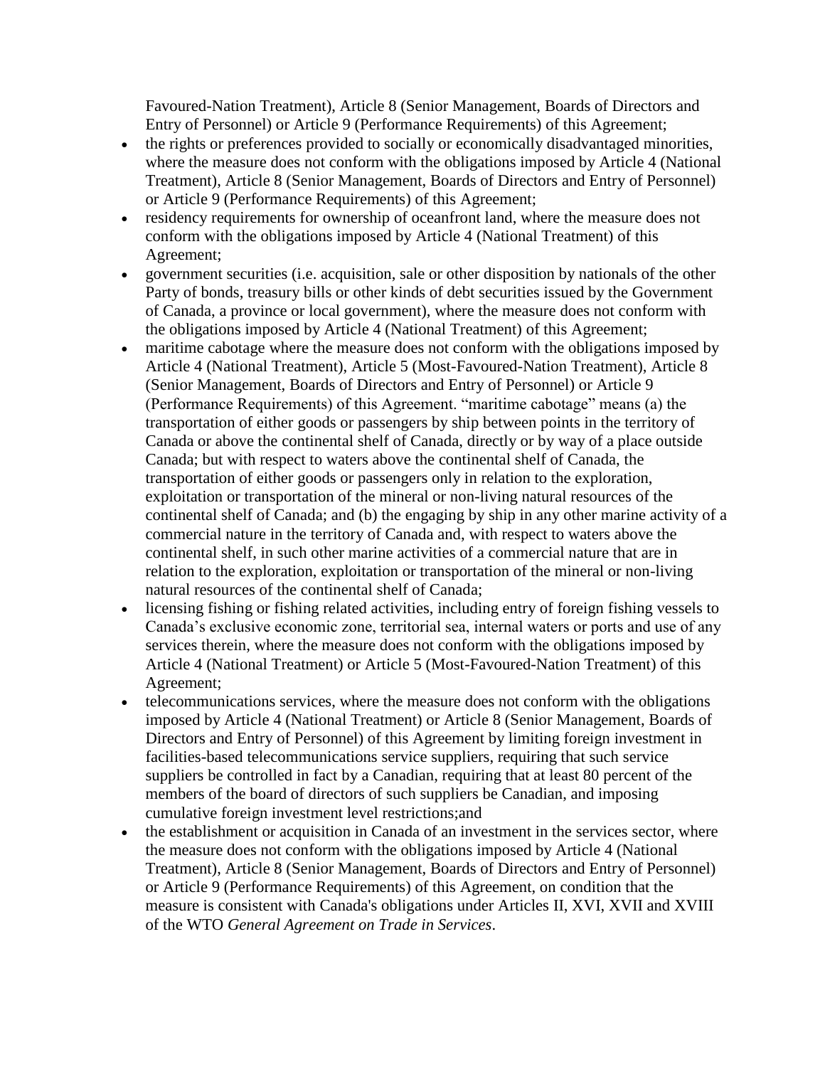Favoured-Nation Treatment), Article 8 (Senior Management, Boards of Directors and Entry of Personnel) or Article 9 (Performance Requirements) of this Agreement;

- the rights or preferences provided to socially or economically disadvantaged minorities, where the measure does not conform with the obligations imposed by Article 4 (National Treatment), Article 8 (Senior Management, Boards of Directors and Entry of Personnel) or Article 9 (Performance Requirements) of this Agreement;
- residency requirements for ownership of oceanfront land, where the measure does not conform with the obligations imposed by Article 4 (National Treatment) of this Agreement;
- government securities (i.e. acquisition, sale or other disposition by nationals of the other Party of bonds, treasury bills or other kinds of debt securities issued by the Government of Canada, a province or local government), where the measure does not conform with the obligations imposed by Article 4 (National Treatment) of this Agreement;
- maritime cabotage where the measure does not conform with the obligations imposed by Article 4 (National Treatment), Article 5 (Most-Favoured-Nation Treatment), Article 8 (Senior Management, Boards of Directors and Entry of Personnel) or Article 9 (Performance Requirements) of this Agreement. "maritime cabotage" means (a) the transportation of either goods or passengers by ship between points in the territory of Canada or above the continental shelf of Canada, directly or by way of a place outside Canada; but with respect to waters above the continental shelf of Canada, the transportation of either goods or passengers only in relation to the exploration, exploitation or transportation of the mineral or non-living natural resources of the continental shelf of Canada; and (b) the engaging by ship in any other marine activity of a commercial nature in the territory of Canada and, with respect to waters above the continental shelf, in such other marine activities of a commercial nature that are in relation to the exploration, exploitation or transportation of the mineral or non-living natural resources of the continental shelf of Canada;
- licensing fishing or fishing related activities, including entry of foreign fishing vessels to Canada's exclusive economic zone, territorial sea, internal waters or ports and use of any services therein, where the measure does not conform with the obligations imposed by Article 4 (National Treatment) or Article 5 (Most-Favoured-Nation Treatment) of this Agreement;
- telecommunications services, where the measure does not conform with the obligations imposed by Article 4 (National Treatment) or Article 8 (Senior Management, Boards of Directors and Entry of Personnel) of this Agreement by limiting foreign investment in facilities-based telecommunications service suppliers, requiring that such service suppliers be controlled in fact by a Canadian, requiring that at least 80 percent of the members of the board of directors of such suppliers be Canadian, and imposing cumulative foreign investment level restrictions;and
- the establishment or acquisition in Canada of an investment in the services sector, where the measure does not conform with the obligations imposed by Article 4 (National Treatment), Article 8 (Senior Management, Boards of Directors and Entry of Personnel) or Article 9 (Performance Requirements) of this Agreement, on condition that the measure is consistent with Canada's obligations under Articles II, XVI, XVII and XVIII of the WTO *General Agreement on Trade in Services*.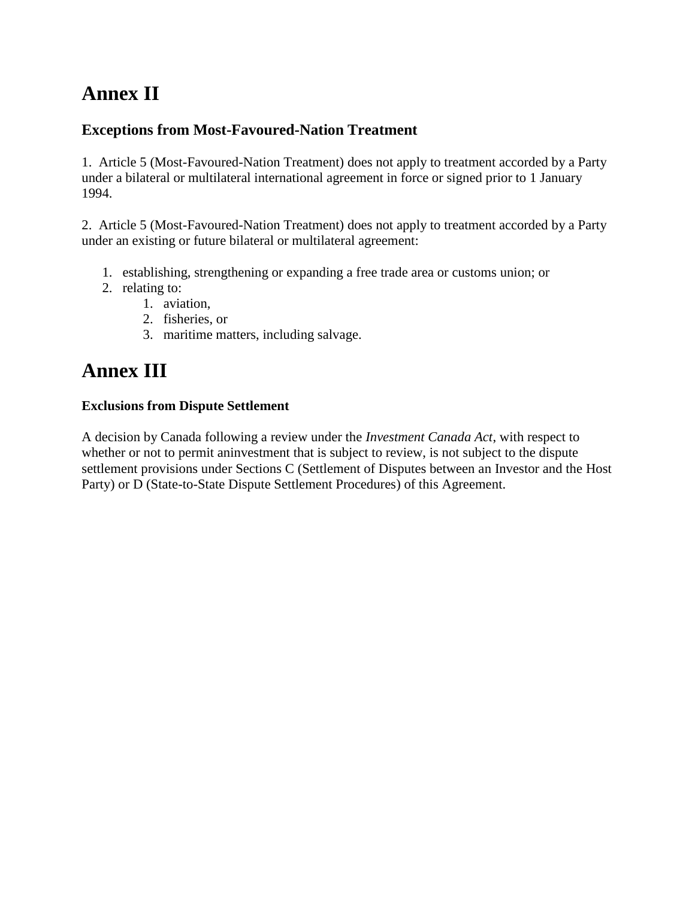# Annex II

## Exceptions from Most-Favoured-Nation Treatment

1. Article 5 (Most-Favoured-Nation Treatment) does not apply to treatment accorded by a Party under a bilateral or multilateral international agreement in force or signed prior to 1 January 1994.

2. Article 5 (Most-Favoured-Nation Treatment) does not apply to treatment accorded by a Party under an existing or future bilateral or multilateral agreement:

1. establishing, strengthening or expanding a free trade area or customs union; or
2. relating to:
    1. aviation,
    2. fisheries, or
    3. maritime matters, including salvage.

# Annex III

### Exclusions from Dispute Settlement

A decision by Canada following a review under the *Investment Canada Act*, with respect to whether or not to permit aninvestment that is subject to review, is not subject to the dispute settlement provisions under Sections C (Settlement of Disputes between an Investor and the Host Party) or D (State-to-State Dispute Settlement Procedures) of this Agreement.